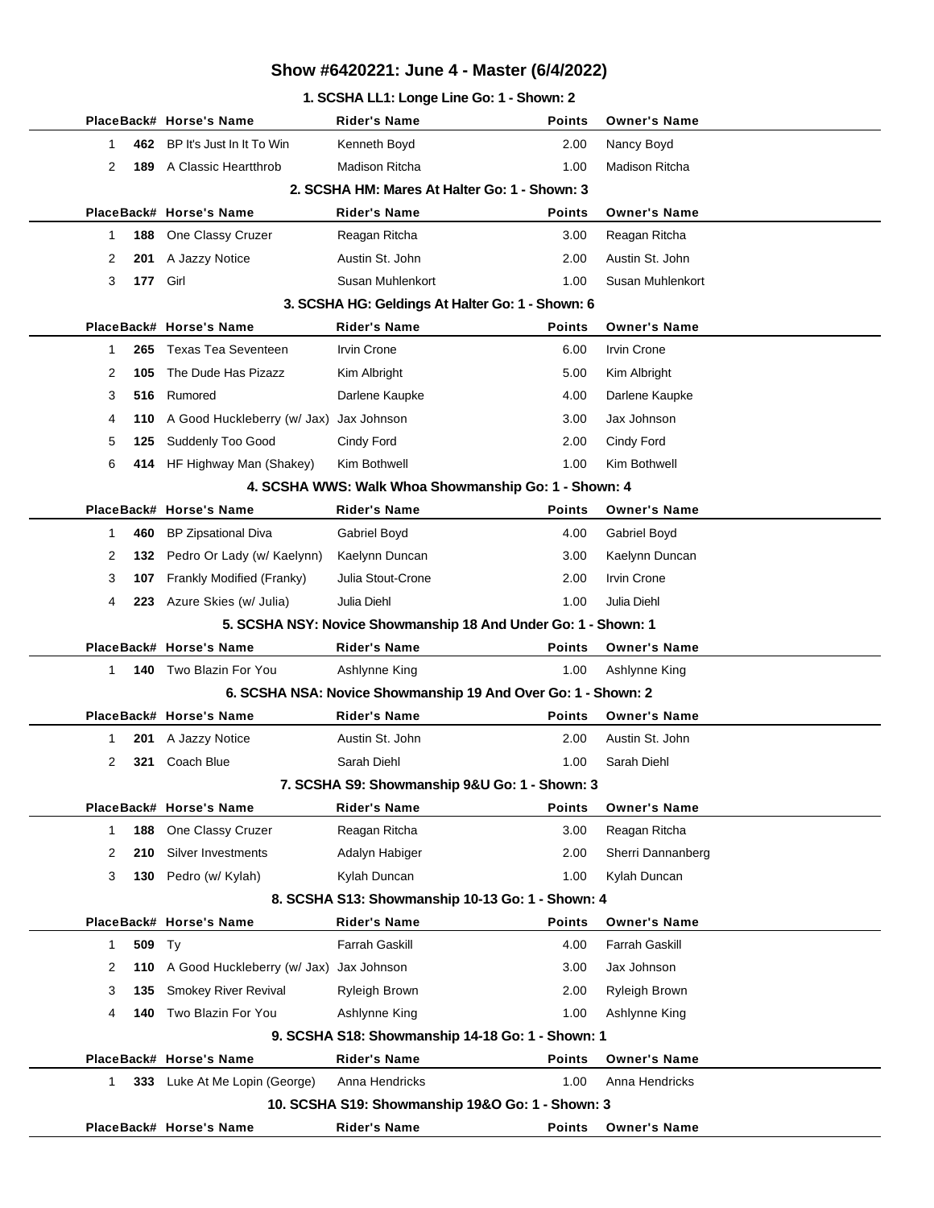# Show #6420221: June 4 - Master (6/4/2022)

## 1. SCSHA LL1: Longe Line Go: 1 - Shown: 2

| Place | Back# | Horse's Name | Rider's Name | Points | Owner's Name |
|---|---|---|---|---|---|
| 1 | 462 | BP It's Just In It To Win | Kenneth Boyd | 2.00 | Nancy Boyd |
| 2 | 189 | A Classic Heartthrob | Madison Ritcha | 1.00 | Madison Ritcha |

## 2. SCSHA HM: Mares At Halter Go: 1 - Shown: 3

| Place | Back# | Horse's Name | Rider's Name | Points | Owner's Name |
|---|---|---|---|---|---|
| 1 | 188 | One Classy Cruzer | Reagan Ritcha | 3.00 | Reagan Ritcha |
| 2 | 201 | A Jazzy Notice | Austin St. John | 2.00 | Austin St. John |
| 3 | 177 | Girl | Susan Muhlenkort | 1.00 | Susan Muhlenkort |

## 3. SCSHA HG: Geldings At Halter Go: 1 - Shown: 6

| Place | Back# | Horse's Name | Rider's Name | Points | Owner's Name |
|---|---|---|---|---|---|
| 1 | 265 | Texas Tea Seventeen | Irvin Crone | 6.00 | Irvin Crone |
| 2 | 105 | The Dude Has Pizazz | Kim Albright | 5.00 | Kim Albright |
| 3 | 516 | Rumored | Darlene Kaupke | 4.00 | Darlene Kaupke |
| 4 | 110 | A Good Huckleberry (w/ Jax) | Jax Johnson | 3.00 | Jax Johnson |
| 5 | 125 | Suddenly Too Good | Cindy Ford | 2.00 | Cindy Ford |
| 6 | 414 | HF Highway Man (Shakey) | Kim Bothwell | 1.00 | Kim Bothwell |

## 4. SCSHA WWS: Walk Whoa Showmanship Go: 1 - Shown: 4

| Place | Back# | Horse's Name | Rider's Name | Points | Owner's Name |
|---|---|---|---|---|---|
| 1 | 460 | BP Zipsational Diva | Gabriel Boyd | 4.00 | Gabriel Boyd |
| 2 | 132 | Pedro Or Lady (w/ Kaelynn) | Kaelynn Duncan | 3.00 | Kaelynn Duncan |
| 3 | 107 | Frankly Modified (Franky) | Julia Stout-Crone | 2.00 | Irvin Crone |
| 4 | 223 | Azure Skies (w/ Julia) | Julia Diehl | 1.00 | Julia Diehl |

## 5. SCSHA NSY: Novice Showmanship 18 And Under Go: 1 - Shown: 1

| Place | Back# | Horse's Name | Rider's Name | Points | Owner's Name |
|---|---|---|---|---|---|
| 1 | 140 | Two Blazin For You | Ashlynne King | 1.00 | Ashlynne King |

## 6. SCSHA NSA: Novice Showmanship 19 And Over Go: 1 - Shown: 2

| Place | Back# | Horse's Name | Rider's Name | Points | Owner's Name |
|---|---|---|---|---|---|
| 1 | 201 | A Jazzy Notice | Austin St. John | 2.00 | Austin St. John |
| 2 | 321 | Coach Blue | Sarah Diehl | 1.00 | Sarah Diehl |

## 7. SCSHA S9: Showmanship 9&U Go: 1 - Shown: 3

| Place | Back# | Horse's Name | Rider's Name | Points | Owner's Name |
|---|---|---|---|---|---|
| 1 | 188 | One Classy Cruzer | Reagan Ritcha | 3.00 | Reagan Ritcha |
| 2 | 210 | Silver Investments | Adalyn Habiger | 2.00 | Sherri Dannanberg |
| 3 | 130 | Pedro (w/ Kylah) | Kylah Duncan | 1.00 | Kylah Duncan |

## 8. SCSHA S13: Showmanship 10-13 Go: 1 - Shown: 4

| Place | Back# | Horse's Name | Rider's Name | Points | Owner's Name |
|---|---|---|---|---|---|
| 1 | 509 | Ty | Farrah Gaskill | 4.00 | Farrah Gaskill |
| 2 | 110 | A Good Huckleberry (w/ Jax) | Jax Johnson | 3.00 | Jax Johnson |
| 3 | 135 | Smokey River Revival | Ryleigh Brown | 2.00 | Ryleigh Brown |
| 4 | 140 | Two Blazin For You | Ashlynne King | 1.00 | Ashlynne King |

## 9. SCSHA S18: Showmanship 14-18 Go: 1 - Shown: 1

| Place | Back# | Horse's Name | Rider's Name | Points | Owner's Name |
|---|---|---|---|---|---|
| 1 | 333 | Luke At Me Lopin (George) | Anna Hendricks | 1.00 | Anna Hendricks |

## 10. SCSHA S19: Showmanship 19&O Go: 1 - Shown: 3

| Place | Back# | Horse's Name | Rider's Name | Points | Owner's Name |
|---|---|---|---|---|---|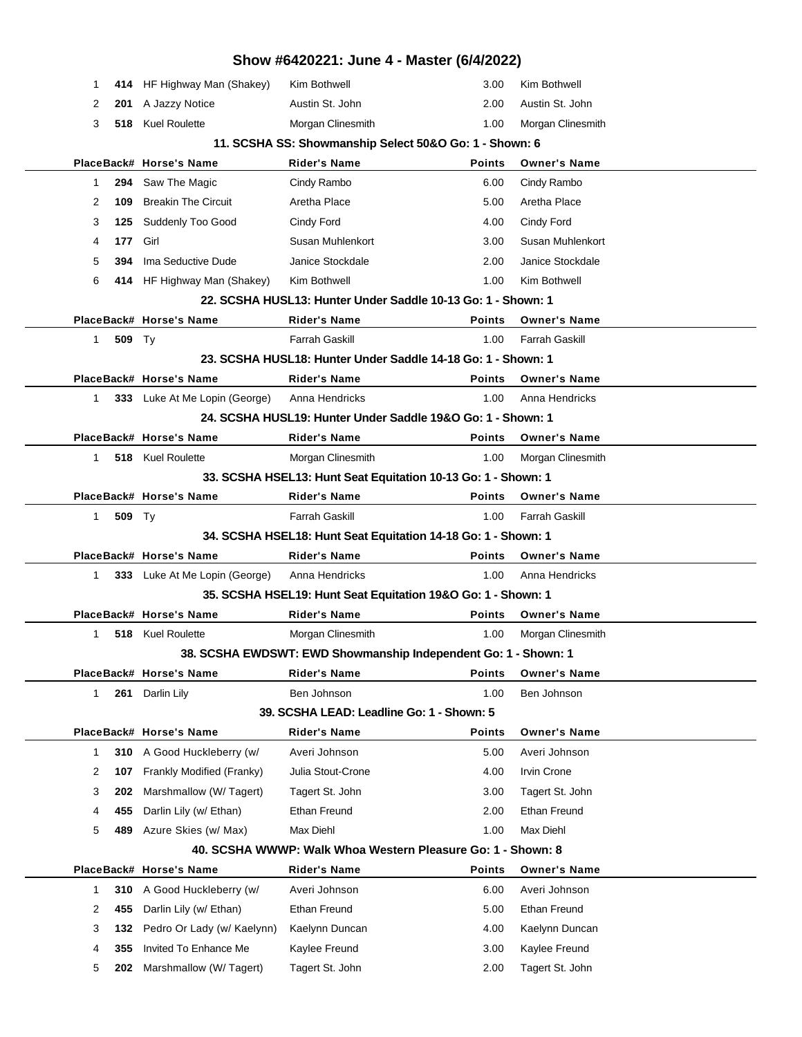# Show #6420221: June 4 - Master (6/4/2022)

| Place | Back# | Horse's Name | Rider's Name | Points | Owner's Name |
|---|---|---|---|---|---|
| 1 | 414 | HF Highway Man (Shakey) | Kim Bothwell | 3.00 | Kim Bothwell |
| 2 | 201 | A Jazzy Notice | Austin St. John | 2.00 | Austin St. John |
| 3 | 518 | Kuel Roulette | Morgan Clinesmith | 1.00 | Morgan Clinesmith |

### 11. SCSHA SS: Showmanship Select 50&O Go: 1 - Shown: 6

| Place | Back# | Horse's Name | Rider's Name | Points | Owner's Name |
|---|---|---|---|---|---|
| 1 | 294 | Saw The Magic | Cindy Rambo | 6.00 | Cindy Rambo |
| 2 | 109 | Breakin The Circuit | Aretha Place | 5.00 | Aretha Place |
| 3 | 125 | Suddenly Too Good | Cindy Ford | 4.00 | Cindy Ford |
| 4 | 177 | Girl | Susan Muhlenkort | 3.00 | Susan Muhlenkort |
| 5 | 394 | Ima Seductive Dude | Janice Stockdale | 2.00 | Janice Stockdale |
| 6 | 414 | HF Highway Man (Shakey) | Kim Bothwell | 1.00 | Kim Bothwell |

### 22. SCSHA HUSL13: Hunter Under Saddle 10-13 Go: 1 - Shown: 1

| Place | Back# | Horse's Name | Rider's Name | Points | Owner's Name |
|---|---|---|---|---|---|
| 1 | 509 | Ty | Farrah Gaskill | 1.00 | Farrah Gaskill |

### 23. SCSHA HUSL18: Hunter Under Saddle 14-18 Go: 1 - Shown: 1

| Place | Back# | Horse's Name | Rider's Name | Points | Owner's Name |
|---|---|---|---|---|---|
| 1 | 333 | Luke At Me Lopin (George) | Anna Hendricks | 1.00 | Anna Hendricks |

### 24. SCSHA HUSL19: Hunter Under Saddle 19&O Go: 1 - Shown: 1

| Place | Back# | Horse's Name | Rider's Name | Points | Owner's Name |
|---|---|---|---|---|---|
| 1 | 518 | Kuel Roulette | Morgan Clinesmith | 1.00 | Morgan Clinesmith |

### 33. SCSHA HSEL13: Hunt Seat Equitation 10-13 Go: 1 - Shown: 1

| Place | Back# | Horse's Name | Rider's Name | Points | Owner's Name |
|---|---|---|---|---|---|
| 1 | 509 | Ty | Farrah Gaskill | 1.00 | Farrah Gaskill |

### 34. SCSHA HSEL18: Hunt Seat Equitation 14-18 Go: 1 - Shown: 1

| Place | Back# | Horse's Name | Rider's Name | Points | Owner's Name |
|---|---|---|---|---|---|
| 1 | 333 | Luke At Me Lopin (George) | Anna Hendricks | 1.00 | Anna Hendricks |

### 35. SCSHA HSEL19: Hunt Seat Equitation 19&O Go: 1 - Shown: 1

| Place | Back# | Horse's Name | Rider's Name | Points | Owner's Name |
|---|---|---|---|---|---|
| 1 | 518 | Kuel Roulette | Morgan Clinesmith | 1.00 | Morgan Clinesmith |

### 38. SCSHA EWDSWT: EWD Showmanship Independent Go: 1 - Shown: 1

| Place | Back# | Horse's Name | Rider's Name | Points | Owner's Name |
|---|---|---|---|---|---|
| 1 | 261 | Darlin Lily | Ben Johnson | 1.00 | Ben Johnson |

### 39. SCSHA LEAD: Leadline Go: 1 - Shown: 5

| Place | Back# | Horse's Name | Rider's Name | Points | Owner's Name |
|---|---|---|---|---|---|
| 1 | 310 | A Good Huckleberry (w/ | Averi Johnson | 5.00 | Averi Johnson |
| 2 | 107 | Frankly Modified (Franky) | Julia Stout-Crone | 4.00 | Irvin Crone |
| 3 | 202 | Marshmallow (W/ Tagert) | Tagert St. John | 3.00 | Tagert St. John |
| 4 | 455 | Darlin Lily (w/ Ethan) | Ethan Freund | 2.00 | Ethan Freund |
| 5 | 489 | Azure Skies (w/ Max) | Max Diehl | 1.00 | Max Diehl |

### 40. SCSHA WWWP: Walk Whoa Western Pleasure Go: 1 - Shown: 8

| Place | Back# | Horse's Name | Rider's Name | Points | Owner's Name |
|---|---|---|---|---|---|
| 1 | 310 | A Good Huckleberry (w/ | Averi Johnson | 6.00 | Averi Johnson |
| 2 | 455 | Darlin Lily (w/ Ethan) | Ethan Freund | 5.00 | Ethan Freund |
| 3 | 132 | Pedro Or Lady (w/ Kaelynn) | Kaelynn Duncan | 4.00 | Kaelynn Duncan |
| 4 | 355 | Invited To Enhance Me | Kaylee Freund | 3.00 | Kaylee Freund |
| 5 | 202 | Marshmallow (W/ Tagert) | Tagert St. John | 2.00 | Tagert St. John |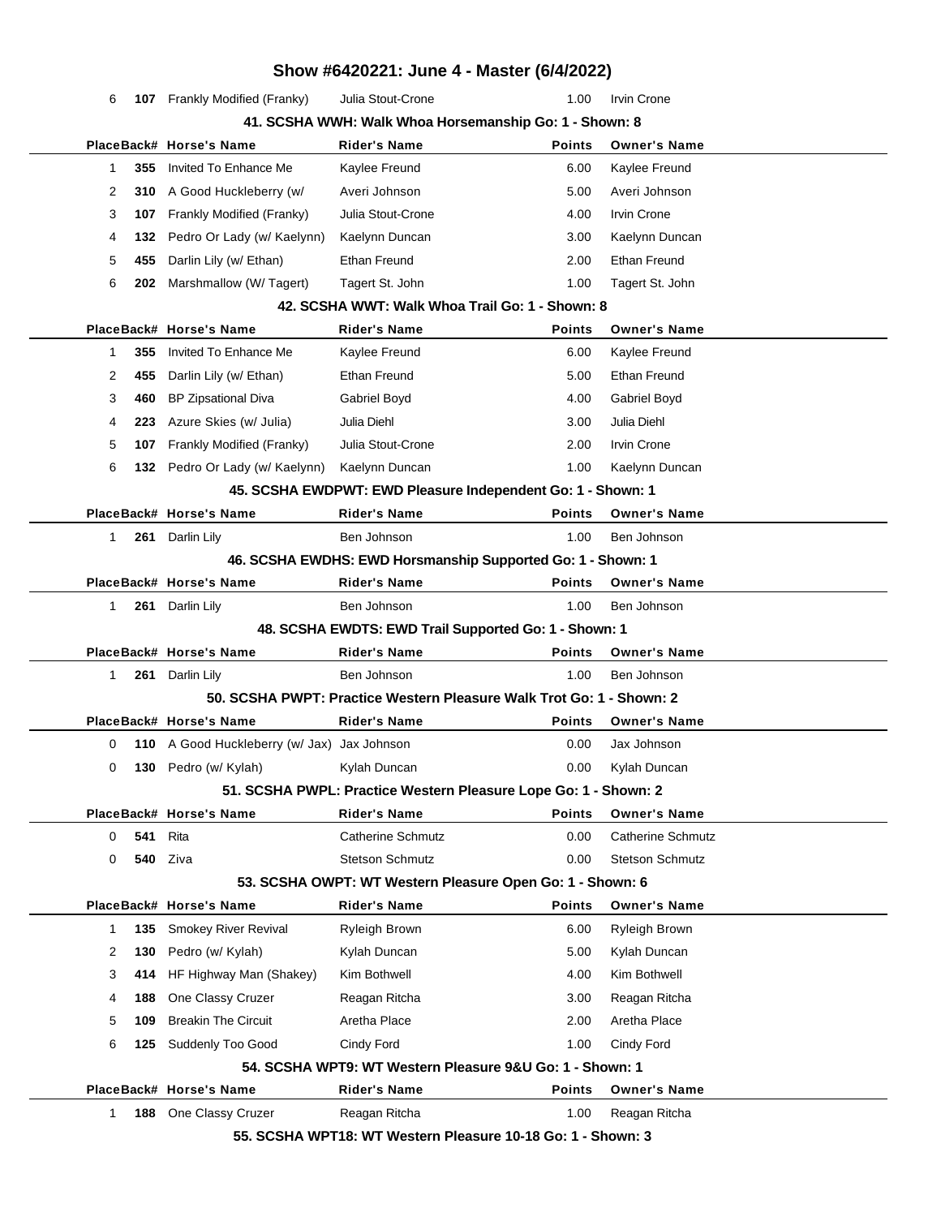# Show #6420221: June 4 - Master (6/4/2022)

| Place | Back# | Horse's Name | Rider's Name | Points | Owner's Name |
|---|---|---|---|---|---|
| 6 | **107** | Frankly Modified (Franky) | Julia Stout-Crone | 1.00 | Irvin Crone |

### 41. SCSHA WWH: Walk Whoa Horsemanship Go: 1 - Shown: 8

| Place | Back# | Horse's Name | Rider's Name | Points | Owner's Name |
|---|---|---|---|---|---|
| 1 | **355** | Invited To Enhance Me | Kaylee Freund | 6.00 | Kaylee Freund |
| 2 | **310** | A Good Huckleberry (w/ | Averi Johnson | 5.00 | Averi Johnson |
| 3 | **107** | Frankly Modified (Franky) | Julia Stout-Crone | 4.00 | Irvin Crone |
| 4 | **132** | Pedro Or Lady (w/ Kaelynn) | Kaelynn Duncan | 3.00 | Kaelynn Duncan |
| 5 | **455** | Darlin Lily (w/ Ethan) | Ethan Freund | 2.00 | Ethan Freund |
| 6 | **202** | Marshmallow (W/ Tagert) | Tagert St. John | 1.00 | Tagert St. John |

### 42. SCSHA WWT: Walk Whoa Trail Go: 1 - Shown: 8

| Place | Back# | Horse's Name | Rider's Name | Points | Owner's Name |
|---|---|---|---|---|---|
| 1 | **355** | Invited To Enhance Me | Kaylee Freund | 6.00 | Kaylee Freund |
| 2 | **455** | Darlin Lily (w/ Ethan) | Ethan Freund | 5.00 | Ethan Freund |
| 3 | **460** | BP Zipsational Diva | Gabriel Boyd | 4.00 | Gabriel Boyd |
| 4 | **223** | Azure Skies (w/ Julia) | Julia Diehl | 3.00 | Julia Diehl |
| 5 | **107** | Frankly Modified (Franky) | Julia Stout-Crone | 2.00 | Irvin Crone |
| 6 | **132** | Pedro Or Lady (w/ Kaelynn) | Kaelynn Duncan | 1.00 | Kaelynn Duncan |

### 45. SCSHA EWDPWT: EWD Pleasure Independent Go: 1 - Shown: 1

| Place | Back# | Horse's Name | Rider's Name | Points | Owner's Name |
|---|---|---|---|---|---|
| 1 | **261** | Darlin Lily | Ben Johnson | 1.00 | Ben Johnson |

### 46. SCSHA EWDHS: EWD Horsmanship Supported Go: 1 - Shown: 1

| Place | Back# | Horse's Name | Rider's Name | Points | Owner's Name |
|---|---|---|---|---|---|
| 1 | **261** | Darlin Lily | Ben Johnson | 1.00 | Ben Johnson |

### 48. SCSHA EWDTS: EWD Trail Supported Go: 1 - Shown: 1

| Place | Back# | Horse's Name | Rider's Name | Points | Owner's Name |
|---|---|---|---|---|---|
| 1 | **261** | Darlin Lily | Ben Johnson | 1.00 | Ben Johnson |

### 50. SCSHA PWPT: Practice Western Pleasure Walk Trot Go: 1 - Shown: 2

| Place | Back# | Horse's Name | Rider's Name | Points | Owner's Name |
|---|---|---|---|---|---|
| 0 | **110** | A Good Huckleberry (w/ Jax) | Jax Johnson | 0.00 | Jax Johnson |
| 0 | **130** | Pedro (w/ Kylah) | Kylah Duncan | 0.00 | Kylah Duncan |

### 51. SCSHA PWPL: Practice Western Pleasure Lope Go: 1 - Shown: 2

| Place | Back# | Horse's Name | Rider's Name | Points | Owner's Name |
|---|---|---|---|---|---|
| 0 | **541** | Rita | Catherine Schmutz | 0.00 | Catherine Schmutz |
| 0 | **540** | Ziva | Stetson Schmutz | 0.00 | Stetson Schmutz |

### 53. SCSHA OWPT: WT Western Pleasure Open Go: 1 - Shown: 6

| Place | Back# | Horse's Name | Rider's Name | Points | Owner's Name |
|---|---|---|---|---|---|
| 1 | **135** | Smokey River Revival | Ryleigh Brown | 6.00 | Ryleigh Brown |
| 2 | **130** | Pedro (w/ Kylah) | Kylah Duncan | 5.00 | Kylah Duncan |
| 3 | **414** | HF Highway Man (Shakey) | Kim Bothwell | 4.00 | Kim Bothwell |
| 4 | **188** | One Classy Cruzer | Reagan Ritcha | 3.00 | Reagan Ritcha |
| 5 | **109** | Breakin The Circuit | Aretha Place | 2.00 | Aretha Place |
| 6 | **125** | Suddenly Too Good | Cindy Ford | 1.00 | Cindy Ford |

### 54. SCSHA WPT9: WT Western Pleasure 9&U Go: 1 - Shown: 1

| Place | Back# | Horse's Name | Rider's Name | Points | Owner's Name |
|---|---|---|---|---|---|
| 1 | **188** | One Classy Cruzer | Reagan Ritcha | 1.00 | Reagan Ritcha |

### 55. SCSHA WPT18: WT Western Pleasure 10-18 Go: 1 - Shown: 3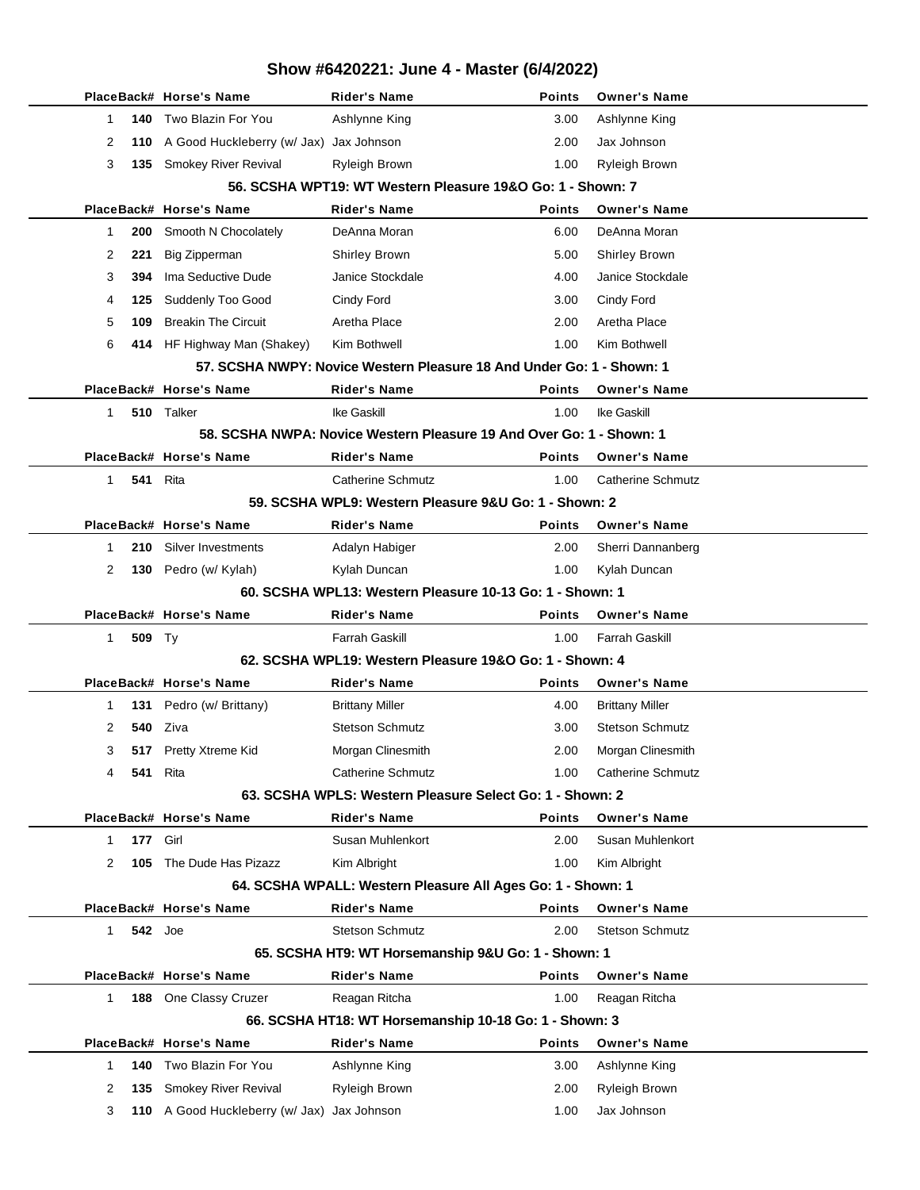# Show #6420221: June 4 - Master (6/4/2022)

| Place | Back# | Horse's Name | Rider's Name | Points | Owner's Name |
|---|---|---|---|---|---|
| 1 | 140 | Two Blazin For You | Ashlynne King | 3.00 | Ashlynne King |
| 2 | 110 | A Good Huckleberry (w/ Jax) | Jax Johnson | 2.00 | Jax Johnson |
| 3 | 135 | Smokey River Revival | Ryleigh Brown | 1.00 | Ryleigh Brown |

### 56. SCSHA WPT19: WT Western Pleasure 19&O Go: 1 - Shown: 7

| Place | Back# | Horse's Name | Rider's Name | Points | Owner's Name |
|---|---|---|---|---|---|
| 1 | 200 | Smooth N Chocolately | DeAnna Moran | 6.00 | DeAnna Moran |
| 2 | 221 | Big Zipperman | Shirley Brown | 5.00 | Shirley Brown |
| 3 | 394 | Ima Seductive Dude | Janice Stockdale | 4.00 | Janice Stockdale |
| 4 | 125 | Suddenly Too Good | Cindy Ford | 3.00 | Cindy Ford |
| 5 | 109 | Breakin The Circuit | Aretha Place | 2.00 | Aretha Place |
| 6 | 414 | HF Highway Man (Shakey) | Kim Bothwell | 1.00 | Kim Bothwell |

### 57. SCSHA NWPY: Novice Western Pleasure 18 And Under Go: 1 - Shown: 1

| Place | Back# | Horse's Name | Rider's Name | Points | Owner's Name |
|---|---|---|---|---|---|
| 1 | 510 | Talker | Ike Gaskill | 1.00 | Ike Gaskill |

### 58. SCSHA NWPA: Novice Western Pleasure 19 And Over Go: 1 - Shown: 1

| Place | Back# | Horse's Name | Rider's Name | Points | Owner's Name |
|---|---|---|---|---|---|
| 1 | 541 | Rita | Catherine Schmutz | 1.00 | Catherine Schmutz |

### 59. SCSHA WPL9: Western Pleasure 9&U Go: 1 - Shown: 2

| Place | Back# | Horse's Name | Rider's Name | Points | Owner's Name |
|---|---|---|---|---|---|
| 1 | 210 | Silver Investments | Adalyn Habiger | 2.00 | Sherri Dannanberg |
| 2 | 130 | Pedro (w/ Kylah) | Kylah Duncan | 1.00 | Kylah Duncan |

### 60. SCSHA WPL13: Western Pleasure 10-13 Go: 1 - Shown: 1

| Place | Back# | Horse's Name | Rider's Name | Points | Owner's Name |
|---|---|---|---|---|---|
| 1 | 509 | Ty | Farrah Gaskill | 1.00 | Farrah Gaskill |

### 62. SCSHA WPL19: Western Pleasure 19&O Go: 1 - Shown: 4

| Place | Back# | Horse's Name | Rider's Name | Points | Owner's Name |
|---|---|---|---|---|---|
| 1 | 131 | Pedro (w/ Brittany) | Brittany Miller | 4.00 | Brittany Miller |
| 2 | 540 | Ziva | Stetson Schmutz | 3.00 | Stetson Schmutz |
| 3 | 517 | Pretty Xtreme Kid | Morgan Clinesmith | 2.00 | Morgan Clinesmith |
| 4 | 541 | Rita | Catherine Schmutz | 1.00 | Catherine Schmutz |

### 63. SCSHA WPLS: Western Pleasure Select Go: 1 - Shown: 2

| Place | Back# | Horse's Name | Rider's Name | Points | Owner's Name |
|---|---|---|---|---|---|
| 1 | 177 | Girl | Susan Muhlenkort | 2.00 | Susan Muhlenkort |
| 2 | 105 | The Dude Has Pizazz | Kim Albright | 1.00 | Kim Albright |

### 64. SCSHA WPALL: Western Pleasure All Ages Go: 1 - Shown: 1

| Place | Back# | Horse's Name | Rider's Name | Points | Owner's Name |
|---|---|---|---|---|---|
| 1 | 542 | Joe | Stetson Schmutz | 2.00 | Stetson Schmutz |

### 65. SCSHA HT9: WT Horsemanship 9&U Go: 1 - Shown: 1

| Place | Back# | Horse's Name | Rider's Name | Points | Owner's Name |
|---|---|---|---|---|---|
| 1 | 188 | One Classy Cruzer | Reagan Ritcha | 1.00 | Reagan Ritcha |

### 66. SCSHA HT18: WT Horsemanship 10-18 Go: 1 - Shown: 3

| Place | Back# | Horse's Name | Rider's Name | Points | Owner's Name |
|---|---|---|---|---|---|
| 1 | 140 | Two Blazin For You | Ashlynne King | 3.00 | Ashlynne King |
| 2 | 135 | Smokey River Revival | Ryleigh Brown | 2.00 | Ryleigh Brown |
| 3 | 110 | A Good Huckleberry (w/ Jax) | Jax Johnson | 1.00 | Jax Johnson |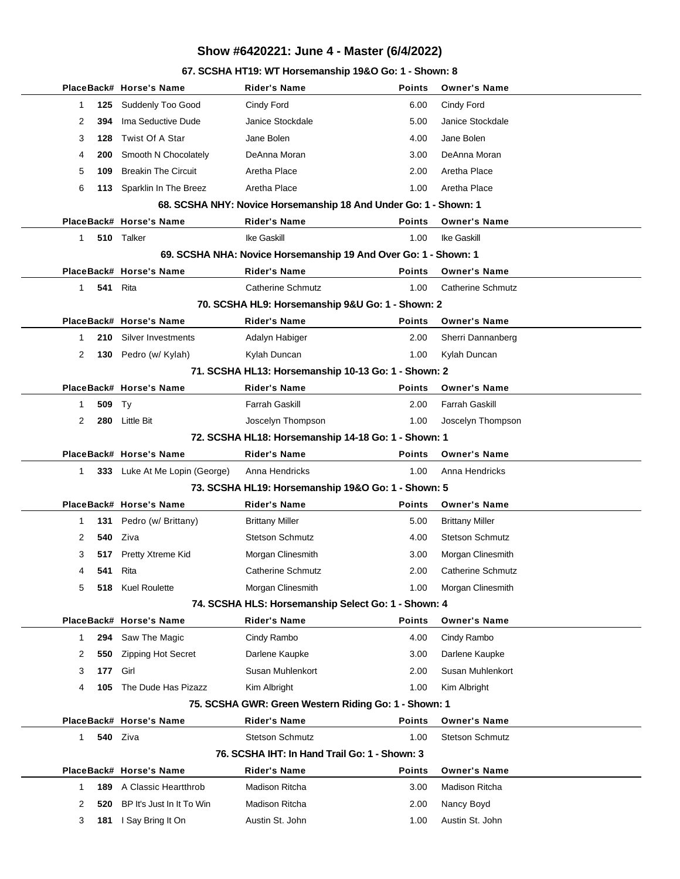# Show #6420221: June 4 - Master (6/4/2022)

### 67. SCSHA HT19: WT Horsemanship 19&O Go: 1 - Shown: 8

| Place | Back# | Horse's Name | Rider's Name | Points | Owner's Name |
|---|---|---|---|---|---|
| 1 | **125** | Suddenly Too Good | Cindy Ford | 6.00 | Cindy Ford |
| 2 | **394** | Ima Seductive Dude | Janice Stockdale | 5.00 | Janice Stockdale |
| 3 | **128** | Twist Of A Star | Jane Bolen | 4.00 | Jane Bolen |
| 4 | **200** | Smooth N Chocolately | DeAnna Moran | 3.00 | DeAnna Moran |
| 5 | **109** | Breakin The Circuit | Aretha Place | 2.00 | Aretha Place |
| 6 | **113** | Sparklin In The Breez | Aretha Place | 1.00 | Aretha Place |

### 68. SCSHA NHY: Novice Horsemanship 18 And Under Go: 1 - Shown: 1

| Place | Back# | Horse's Name | Rider's Name | Points | Owner's Name |
|---|---|---|---|---|---|
| 1 | **510** | Talker | Ike Gaskill | 1.00 | Ike Gaskill |

### 69. SCSHA NHA: Novice Horsemanship 19 And Over Go: 1 - Shown: 1

| Place | Back# | Horse's Name | Rider's Name | Points | Owner's Name |
|---|---|---|---|---|---|
| 1 | **541** | Rita | Catherine Schmutz | 1.00 | Catherine Schmutz |

### 70. SCSHA HL9: Horsemanship 9&U Go: 1 - Shown: 2

| Place | Back# | Horse's Name | Rider's Name | Points | Owner's Name |
|---|---|---|---|---|---|
| 1 | **210** | Silver Investments | Adalyn Habiger | 2.00 | Sherri Dannanberg |
| 2 | **130** | Pedro (w/ Kylah) | Kylah Duncan | 1.00 | Kylah Duncan |

### 71. SCSHA HL13: Horsemanship 10-13 Go: 1 - Shown: 2

| Place | Back# | Horse's Name | Rider's Name | Points | Owner's Name |
|---|---|---|---|---|---|
| 1 | **509** | Ty | Farrah Gaskill | 2.00 | Farrah Gaskill |
| 2 | **280** | Little Bit | Joscelyn Thompson | 1.00 | Joscelyn Thompson |

### 72. SCSHA HL18: Horsemanship 14-18 Go: 1 - Shown: 1

| Place | Back# | Horse's Name | Rider's Name | Points | Owner's Name |
|---|---|---|---|---|---|
| 1 | **333** | Luke At Me Lopin (George) | Anna Hendricks | 1.00 | Anna Hendricks |

### 73. SCSHA HL19: Horsemanship 19&O Go: 1 - Shown: 5

| Place | Back# | Horse's Name | Rider's Name | Points | Owner's Name |
|---|---|---|---|---|---|
| 1 | **131** | Pedro (w/ Brittany) | Brittany Miller | 5.00 | Brittany Miller |
| 2 | **540** | Ziva | Stetson Schmutz | 4.00 | Stetson Schmutz |
| 3 | **517** | Pretty Xtreme Kid | Morgan Clinesmith | 3.00 | Morgan Clinesmith |
| 4 | **541** | Rita | Catherine Schmutz | 2.00 | Catherine Schmutz |
| 5 | **518** | Kuel Roulette | Morgan Clinesmith | 1.00 | Morgan Clinesmith |

### 74. SCSHA HLS: Horsemanship Select Go: 1 - Shown: 4

| Place | Back# | Horse's Name | Rider's Name | Points | Owner's Name |
|---|---|---|---|---|---|
| 1 | **294** | Saw The Magic | Cindy Rambo | 4.00 | Cindy Rambo |
| 2 | **550** | Zipping Hot Secret | Darlene Kaupke | 3.00 | Darlene Kaupke |
| 3 | **177** | Girl | Susan Muhlenkort | 2.00 | Susan Muhlenkort |
| 4 | **105** | The Dude Has Pizazz | Kim Albright | 1.00 | Kim Albright |

### 75. SCSHA GWR: Green Western Riding Go: 1 - Shown: 1

| Place | Back# | Horse's Name | Rider's Name | Points | Owner's Name |
|---|---|---|---|---|---|
| 1 | **540** | Ziva | Stetson Schmutz | 1.00 | Stetson Schmutz |

### 76. SCSHA IHT: In Hand Trail Go: 1 - Shown: 3

| Place | Back# | Horse's Name | Rider's Name | Points | Owner's Name |
|---|---|---|---|---|---|
| 1 | **189** | A Classic Heartthrob | Madison Ritcha | 3.00 | Madison Ritcha |
| 2 | **520** | BP It's Just In It To Win | Madison Ritcha | 2.00 | Nancy Boyd |
| 3 | **181** | I Say Bring It On | Austin St. John | 1.00 | Austin St. John |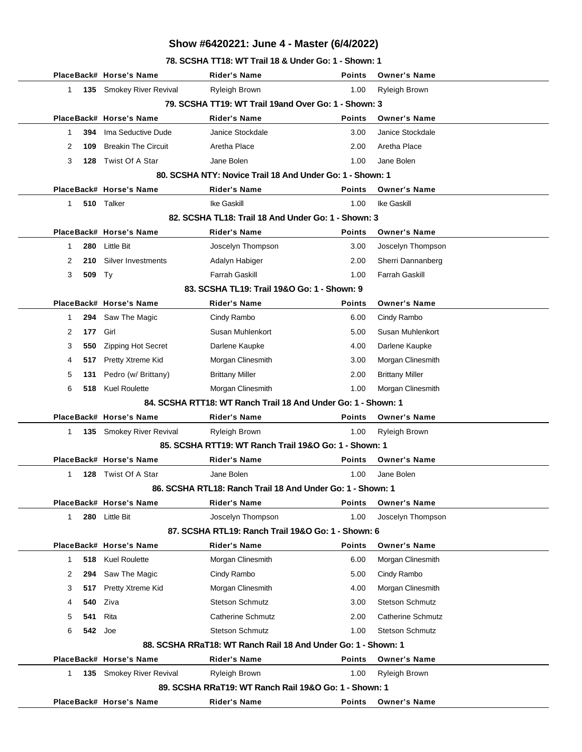# Show #6420221: June 4 - Master (6/4/2022)

### 78. SCSHA TT18: WT Trail 18 & Under Go: 1 - Shown: 1

| Place | Back# | Horse's Name | Rider's Name | Points | Owner's Name |
|---|---|---|---|---|---|
| 1 | **135** | Smokey River Revival | Ryleigh Brown | 1.00 | Ryleigh Brown |

### 79. SCSHA TT19: WT Trail 19and Over Go: 1 - Shown: 3

| Place | Back# | Horse's Name | Rider's Name | Points | Owner's Name |
|---|---|---|---|---|---|
| 1 | **394** | Ima Seductive Dude | Janice Stockdale | 3.00 | Janice Stockdale |
| 2 | **109** | Breakin The Circuit | Aretha Place | 2.00 | Aretha Place |
| 3 | **128** | Twist Of A Star | Jane Bolen | 1.00 | Jane Bolen |

### 80. SCSHA NTY: Novice Trail 18 And Under Go: 1 - Shown: 1

| Place | Back# | Horse's Name | Rider's Name | Points | Owner's Name |
|---|---|---|---|---|---|
| 1 | **510** | Talker | Ike Gaskill | 1.00 | Ike Gaskill |

### 82. SCSHA TL18: Trail 18 And Under Go: 1 - Shown: 3

| Place | Back# | Horse's Name | Rider's Name | Points | Owner's Name |
|---|---|---|---|---|---|
| 1 | **280** | Little Bit | Joscelyn Thompson | 3.00 | Joscelyn Thompson |
| 2 | **210** | Silver Investments | Adalyn Habiger | 2.00 | Sherri Dannanberg |
| 3 | **509** | Ty | Farrah Gaskill | 1.00 | Farrah Gaskill |

### 83. SCSHA TL19: Trail 19&O Go: 1 - Shown: 9

| Place | Back# | Horse's Name | Rider's Name | Points | Owner's Name |
|---|---|---|---|---|---|
| 1 | **294** | Saw The Magic | Cindy Rambo | 6.00 | Cindy Rambo |
| 2 | **177** | Girl | Susan Muhlenkort | 5.00 | Susan Muhlenkort |
| 3 | **550** | Zipping Hot Secret | Darlene Kaupke | 4.00 | Darlene Kaupke |
| 4 | **517** | Pretty Xtreme Kid | Morgan Clinesmith | 3.00 | Morgan Clinesmith |
| 5 | **131** | Pedro (w/ Brittany) | Brittany Miller | 2.00 | Brittany Miller |
| 6 | **518** | Kuel Roulette | Morgan Clinesmith | 1.00 | Morgan Clinesmith |

### 84. SCSHA RTT18: WT Ranch Trail 18 And Under Go: 1 - Shown: 1

| Place | Back# | Horse's Name | Rider's Name | Points | Owner's Name |
|---|---|---|---|---|---|
| 1 | **135** | Smokey River Revival | Ryleigh Brown | 1.00 | Ryleigh Brown |

### 85. SCSHA RTT19: WT Ranch Trail 19&O Go: 1 - Shown: 1

| Place | Back# | Horse's Name | Rider's Name | Points | Owner's Name |
|---|---|---|---|---|---|
| 1 | **128** | Twist Of A Star | Jane Bolen | 1.00 | Jane Bolen |

### 86. SCSHA RTL18: Ranch Trail 18 And Under Go: 1 - Shown: 1

| Place | Back# | Horse's Name | Rider's Name | Points | Owner's Name |
|---|---|---|---|---|---|
| 1 | **280** | Little Bit | Joscelyn Thompson | 1.00 | Joscelyn Thompson |

### 87. SCSHA RTL19: Ranch Trail 19&O Go: 1 - Shown: 6

| Place | Back# | Horse's Name | Rider's Name | Points | Owner's Name |
|---|---|---|---|---|---|
| 1 | **518** | Kuel Roulette | Morgan Clinesmith | 6.00 | Morgan Clinesmith |
| 2 | **294** | Saw The Magic | Cindy Rambo | 5.00 | Cindy Rambo |
| 3 | **517** | Pretty Xtreme Kid | Morgan Clinesmith | 4.00 | Morgan Clinesmith |
| 4 | **540** | Ziva | Stetson Schmutz | 3.00 | Stetson Schmutz |
| 5 | **541** | Rita | Catherine Schmutz | 2.00 | Catherine Schmutz |
| 6 | **542** | Joe | Stetson Schmutz | 1.00 | Stetson Schmutz |

### 88. SCSHA RRaT18: WT Ranch Rail 18 And Under Go: 1 - Shown: 1

| Place | Back# | Horse's Name | Rider's Name | Points | Owner's Name |
|---|---|---|---|---|---|
| 1 | **135** | Smokey River Revival | Ryleigh Brown | 1.00 | Ryleigh Brown |

### 89. SCSHA RRaT19: WT Ranch Rail 19&O Go: 1 - Shown: 1

| Place | Back# | Horse's Name | Rider's Name | Points | Owner's Name |
|---|---|---|---|---|---|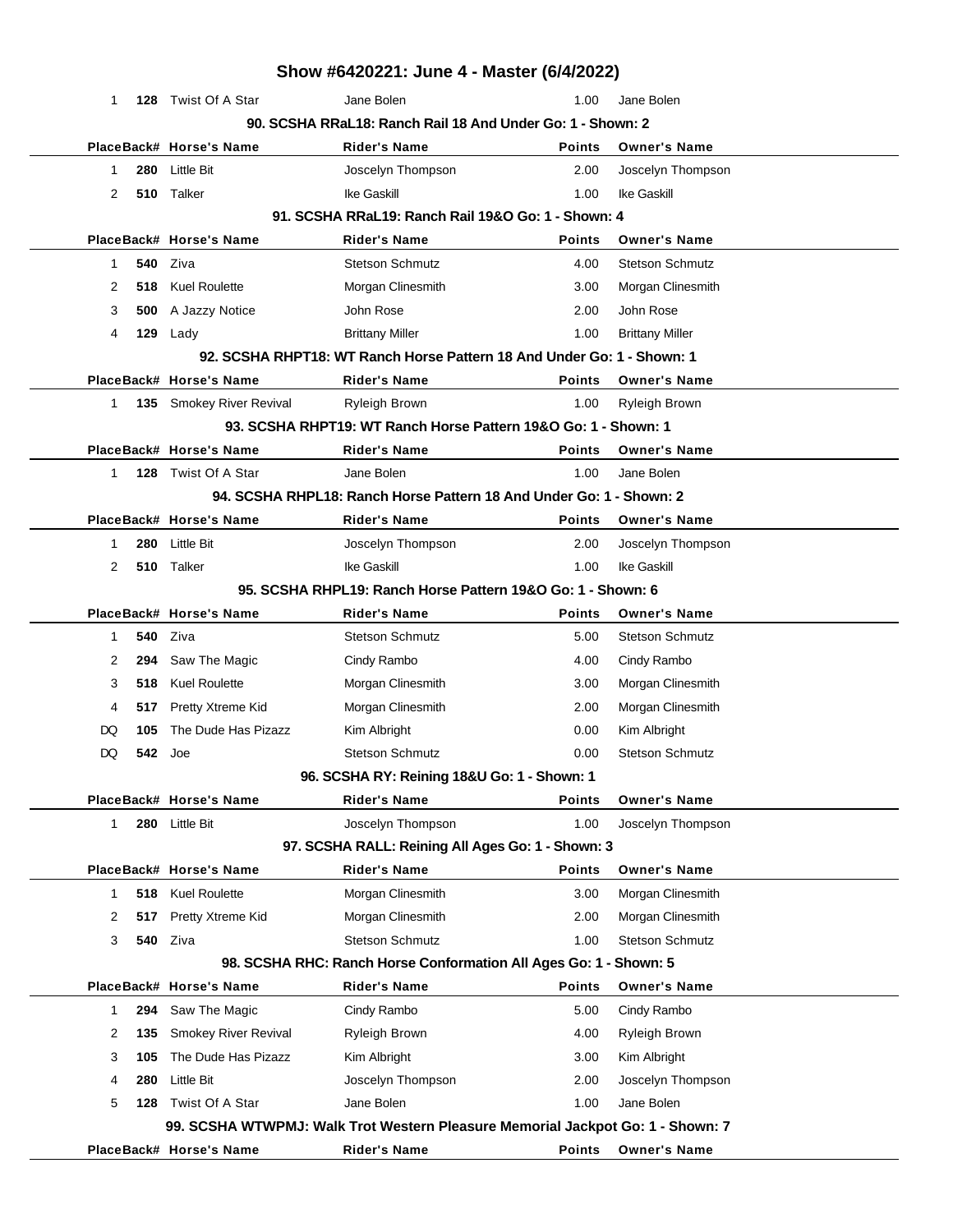# Show #6420221: June 4 - Master (6/4/2022)

| Place | Back# | Horse's Name | Rider's Name | Points | Owner's Name |
|---|---|---|---|---|---|
| 1 | 128 | Twist Of A Star | Jane Bolen | 1.00 | Jane Bolen |

### 90. SCSHA RRaL18: Ranch Rail 18 And Under Go: 1 - Shown: 2

| Place | Back# | Horse's Name | Rider's Name | Points | Owner's Name |
|---|---|---|---|---|---|
| 1 | 280 | Little Bit | Joscelyn Thompson | 2.00 | Joscelyn Thompson |
| 2 | 510 | Talker | Ike Gaskill | 1.00 | Ike Gaskill |

### 91. SCSHA RRaL19: Ranch Rail 19&O Go: 1 - Shown: 4

| Place | Back# | Horse's Name | Rider's Name | Points | Owner's Name |
|---|---|---|---|---|---|
| 1 | 540 | Ziva | Stetson Schmutz | 4.00 | Stetson Schmutz |
| 2 | 518 | Kuel Roulette | Morgan Clinesmith | 3.00 | Morgan Clinesmith |
| 3 | 500 | A Jazzy Notice | John Rose | 2.00 | John Rose |
| 4 | 129 | Lady | Brittany Miller | 1.00 | Brittany Miller |

### 92. SCSHA RHPT18: WT Ranch Horse Pattern 18 And Under Go: 1 - Shown: 1

| Place | Back# | Horse's Name | Rider's Name | Points | Owner's Name |
|---|---|---|---|---|---|
| 1 | 135 | Smokey River Revival | Ryleigh Brown | 1.00 | Ryleigh Brown |

### 93. SCSHA RHPT19: WT Ranch Horse Pattern 19&O Go: 1 - Shown: 1

| Place | Back# | Horse's Name | Rider's Name | Points | Owner's Name |
|---|---|---|---|---|---|
| 1 | 128 | Twist Of A Star | Jane Bolen | 1.00 | Jane Bolen |

### 94. SCSHA RHPL18: Ranch Horse Pattern 18 And Under Go: 1 - Shown: 2

| Place | Back# | Horse's Name | Rider's Name | Points | Owner's Name |
|---|---|---|---|---|---|
| 1 | 280 | Little Bit | Joscelyn Thompson | 2.00 | Joscelyn Thompson |
| 2 | 510 | Talker | Ike Gaskill | 1.00 | Ike Gaskill |

### 95. SCSHA RHPL19: Ranch Horse Pattern 19&O Go: 1 - Shown: 6

| Place | Back# | Horse's Name | Rider's Name | Points | Owner's Name |
|---|---|---|---|---|---|
| 1 | 540 | Ziva | Stetson Schmutz | 5.00 | Stetson Schmutz |
| 2 | 294 | Saw The Magic | Cindy Rambo | 4.00 | Cindy Rambo |
| 3 | 518 | Kuel Roulette | Morgan Clinesmith | 3.00 | Morgan Clinesmith |
| 4 | 517 | Pretty Xtreme Kid | Morgan Clinesmith | 2.00 | Morgan Clinesmith |
| DQ | 105 | The Dude Has Pizazz | Kim Albright | 0.00 | Kim Albright |
| DQ | 542 | Joe | Stetson Schmutz | 0.00 | Stetson Schmutz |

### 96. SCSHA RY: Reining 18&U Go: 1 - Shown: 1

| Place | Back# | Horse's Name | Rider's Name | Points | Owner's Name |
|---|---|---|---|---|---|
| 1 | 280 | Little Bit | Joscelyn Thompson | 1.00 | Joscelyn Thompson |

### 97. SCSHA RALL: Reining All Ages Go: 1 - Shown: 3

| Place | Back# | Horse's Name | Rider's Name | Points | Owner's Name |
|---|---|---|---|---|---|
| 1 | 518 | Kuel Roulette | Morgan Clinesmith | 3.00 | Morgan Clinesmith |
| 2 | 517 | Pretty Xtreme Kid | Morgan Clinesmith | 2.00 | Morgan Clinesmith |
| 3 | 540 | Ziva | Stetson Schmutz | 1.00 | Stetson Schmutz |

### 98. SCSHA RHC: Ranch Horse Conformation All Ages Go: 1 - Shown: 5

| Place | Back# | Horse's Name | Rider's Name | Points | Owner's Name |
|---|---|---|---|---|---|
| 1 | 294 | Saw The Magic | Cindy Rambo | 5.00 | Cindy Rambo |
| 2 | 135 | Smokey River Revival | Ryleigh Brown | 4.00 | Ryleigh Brown |
| 3 | 105 | The Dude Has Pizazz | Kim Albright | 3.00 | Kim Albright |
| 4 | 280 | Little Bit | Joscelyn Thompson | 2.00 | Joscelyn Thompson |
| 5 | 128 | Twist Of A Star | Jane Bolen | 1.00 | Jane Bolen |

### 99. SCSHA WTWPMJ: Walk Trot Western Pleasure Memorial Jackpot Go: 1 - Shown: 7

| Place | Back# | Horse's Name | Rider's Name | Points | Owner's Name |
|---|---|---|---|---|---|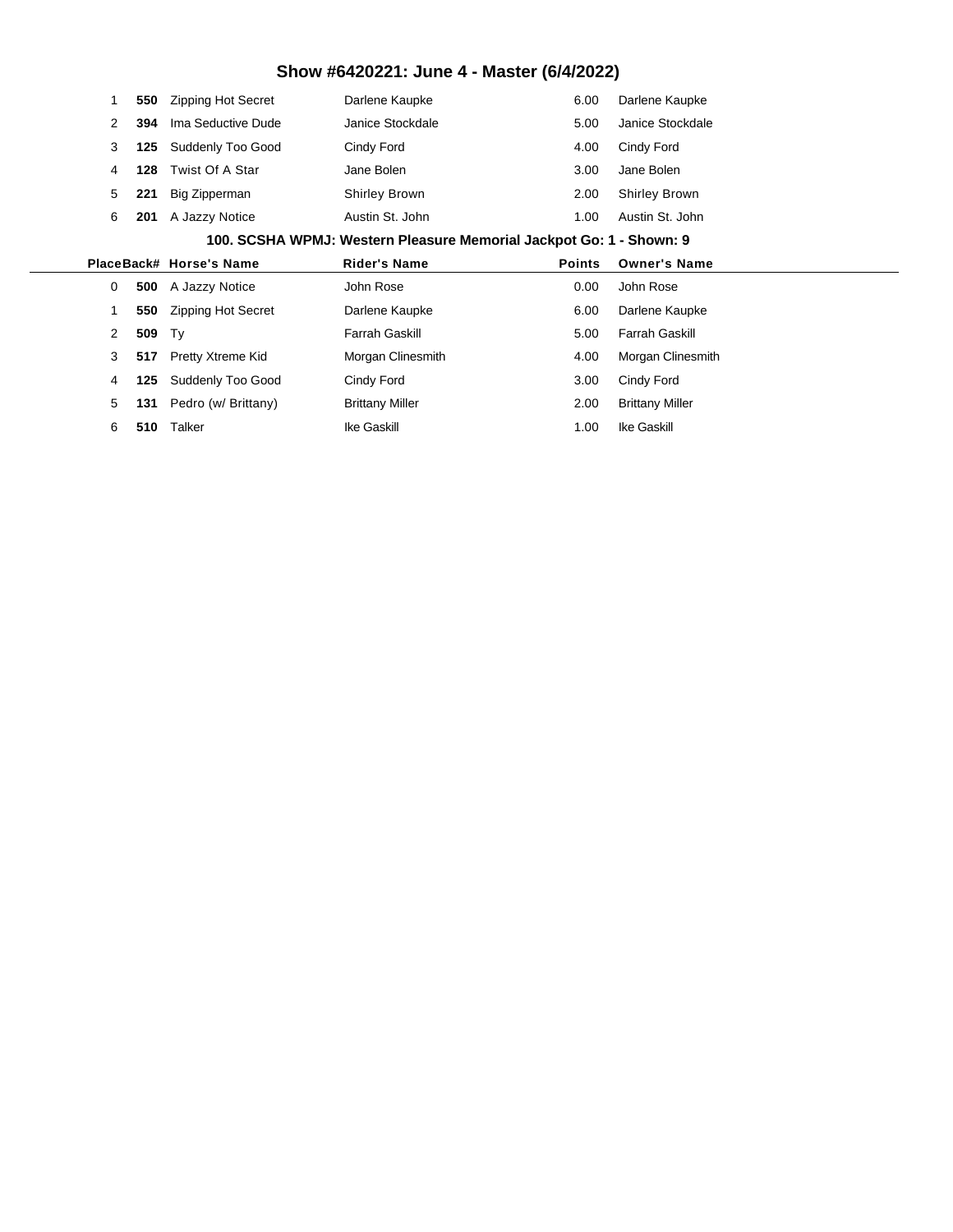# Show #6420221: June 4 - Master (6/4/2022)

| Place | Back# | Horse's Name | Rider's Name | Points | Owner's Name |
|---|---|---|---|---|---|
| 1 | **550** | Zipping Hot Secret | Darlene Kaupke | 6.00 | Darlene Kaupke |
| 2 | **394** | Ima Seductive Dude | Janice Stockdale | 5.00 | Janice Stockdale |
| 3 | **125** | Suddenly Too Good | Cindy Ford | 4.00 | Cindy Ford |
| 4 | **128** | Twist Of A Star | Jane Bolen | 3.00 | Jane Bolen |
| 5 | **221** | Big Zipperman | Shirley Brown | 2.00 | Shirley Brown |
| 6 | **201** | A Jazzy Notice | Austin St. John | 1.00 | Austin St. John |

### 100. SCSHA WPMJ: Western Pleasure Memorial Jackpot Go: 1 - Shown: 9

| Place | Back# | Horse's Name | Rider's Name | Points | Owner's Name |
|---|---|---|---|---|---|
| 0 | **500** | A Jazzy Notice | John Rose | 0.00 | John Rose |
| 1 | **550** | Zipping Hot Secret | Darlene Kaupke | 6.00 | Darlene Kaupke |
| 2 | **509** | Ty | Farrah Gaskill | 5.00 | Farrah Gaskill |
| 3 | **517** | Pretty Xtreme Kid | Morgan Clinesmith | 4.00 | Morgan Clinesmith |
| 4 | **125** | Suddenly Too Good | Cindy Ford | 3.00 | Cindy Ford |
| 5 | **131** | Pedro (w/ Brittany) | Brittany Miller | 2.00 | Brittany Miller |
| 6 | **510** | Talker | Ike Gaskill | 1.00 | Ike Gaskill |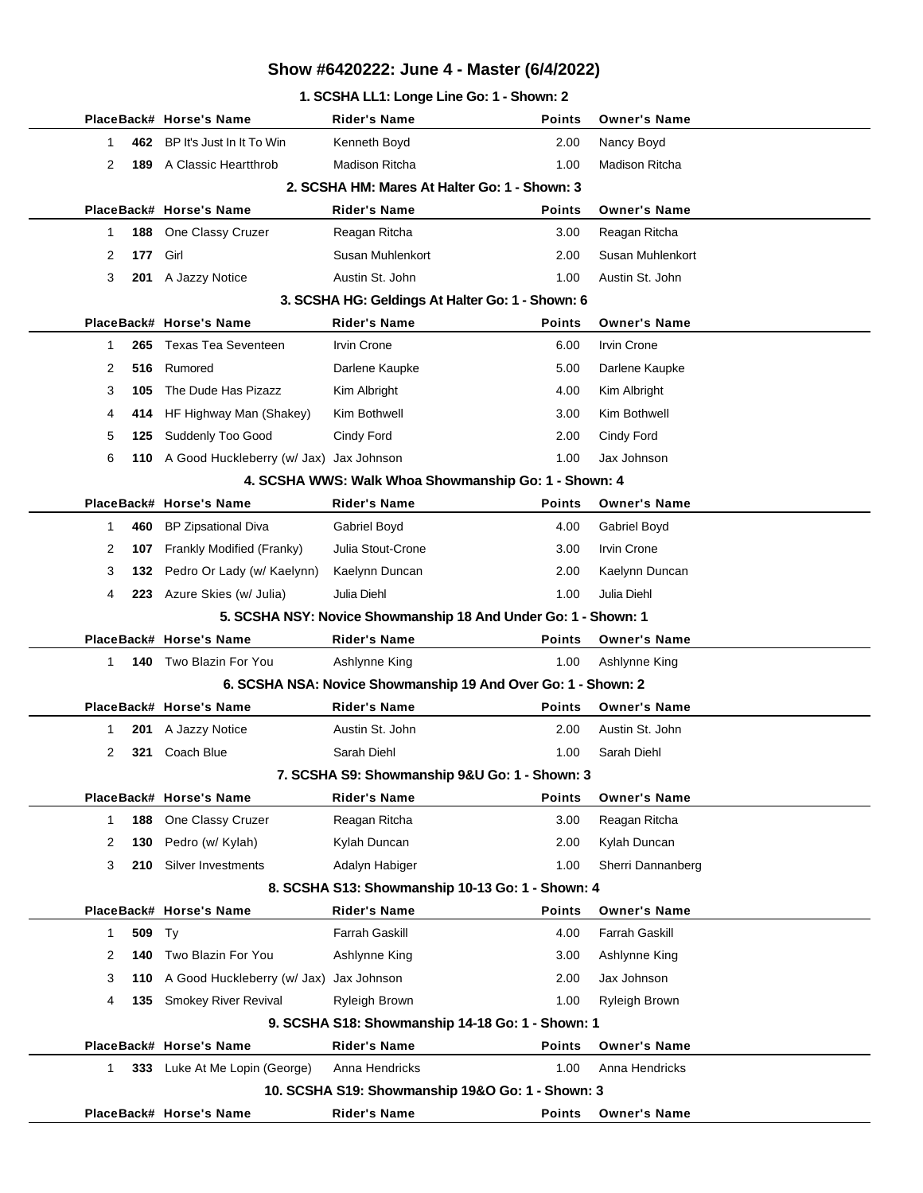# Show #6420222: June 4 - Master (6/4/2022)

## 1. SCSHA LL1: Longe Line Go: 1 - Shown: 2

| Place | Back# | Horse's Name | Rider's Name | Points | Owner's Name |
|---|---|---|---|---|---|
| 1 | **462** | BP It's Just In It To Win | Kenneth Boyd | 2.00 | Nancy Boyd |
| 2 | **189** | A Classic Heartthrob | Madison Ritcha | 1.00 | Madison Ritcha |

## 2. SCSHA HM: Mares At Halter Go: 1 - Shown: 3

| Place | Back# | Horse's Name | Rider's Name | Points | Owner's Name |
|---|---|---|---|---|---|
| 1 | **188** | One Classy Cruzer | Reagan Ritcha | 3.00 | Reagan Ritcha |
| 2 | **177** | Girl | Susan Muhlenkort | 2.00 | Susan Muhlenkort |
| 3 | **201** | A Jazzy Notice | Austin St. John | 1.00 | Austin St. John |

## 3. SCSHA HG: Geldings At Halter Go: 1 - Shown: 6

| Place | Back# | Horse's Name | Rider's Name | Points | Owner's Name |
|---|---|---|---|---|---|
| 1 | **265** | Texas Tea Seventeen | Irvin Crone | 6.00 | Irvin Crone |
| 2 | **516** | Rumored | Darlene Kaupke | 5.00 | Darlene Kaupke |
| 3 | **105** | The Dude Has Pizazz | Kim Albright | 4.00 | Kim Albright |
| 4 | **414** | HF Highway Man (Shakey) | Kim Bothwell | 3.00 | Kim Bothwell |
| 5 | **125** | Suddenly Too Good | Cindy Ford | 2.00 | Cindy Ford |
| 6 | **110** | A Good Huckleberry (w/ Jax) | Jax Johnson | 1.00 | Jax Johnson |

## 4. SCSHA WWS: Walk Whoa Showmanship Go: 1 - Shown: 4

| Place | Back# | Horse's Name | Rider's Name | Points | Owner's Name |
|---|---|---|---|---|---|
| 1 | **460** | BP Zipsational Diva | Gabriel Boyd | 4.00 | Gabriel Boyd |
| 2 | **107** | Frankly Modified (Franky) | Julia Stout-Crone | 3.00 | Irvin Crone |
| 3 | **132** | Pedro Or Lady (w/ Kaelynn) | Kaelynn Duncan | 2.00 | Kaelynn Duncan |
| 4 | **223** | Azure Skies (w/ Julia) | Julia Diehl | 1.00 | Julia Diehl |

## 5. SCSHA NSY: Novice Showmanship 18 And Under Go: 1 - Shown: 1

| Place | Back# | Horse's Name | Rider's Name | Points | Owner's Name |
|---|---|---|---|---|---|
| 1 | **140** | Two Blazin For You | Ashlynne King | 1.00 | Ashlynne King |

## 6. SCSHA NSA: Novice Showmanship 19 And Over Go: 1 - Shown: 2

| Place | Back# | Horse's Name | Rider's Name | Points | Owner's Name |
|---|---|---|---|---|---|
| 1 | **201** | A Jazzy Notice | Austin St. John | 2.00 | Austin St. John |
| 2 | **321** | Coach Blue | Sarah Diehl | 1.00 | Sarah Diehl |

## 7. SCSHA S9: Showmanship 9&U Go: 1 - Shown: 3

| Place | Back# | Horse's Name | Rider's Name | Points | Owner's Name |
|---|---|---|---|---|---|
| 1 | **188** | One Classy Cruzer | Reagan Ritcha | 3.00 | Reagan Ritcha |
| 2 | **130** | Pedro (w/ Kylah) | Kylah Duncan | 2.00 | Kylah Duncan |
| 3 | **210** | Silver Investments | Adalyn Habiger | 1.00 | Sherri Dannanberg |

## 8. SCSHA S13: Showmanship 10-13 Go: 1 - Shown: 4

| Place | Back# | Horse's Name | Rider's Name | Points | Owner's Name |
|---|---|---|---|---|---|
| 1 | **509** | Ty | Farrah Gaskill | 4.00 | Farrah Gaskill |
| 2 | **140** | Two Blazin For You | Ashlynne King | 3.00 | Ashlynne King |
| 3 | **110** | A Good Huckleberry (w/ Jax) | Jax Johnson | 2.00 | Jax Johnson |
| 4 | **135** | Smokey River Revival | Ryleigh Brown | 1.00 | Ryleigh Brown |

## 9. SCSHA S18: Showmanship 14-18 Go: 1 - Shown: 1

| Place | Back# | Horse's Name | Rider's Name | Points | Owner's Name |
|---|---|---|---|---|---|
| 1 | **333** | Luke At Me Lopin (George) | Anna Hendricks | 1.00 | Anna Hendricks |

## 10. SCSHA S19: Showmanship 19&O Go: 1 - Shown: 3

| Place | Back# | Horse's Name | Rider's Name | Points | Owner's Name |
|---|---|---|---|---|---|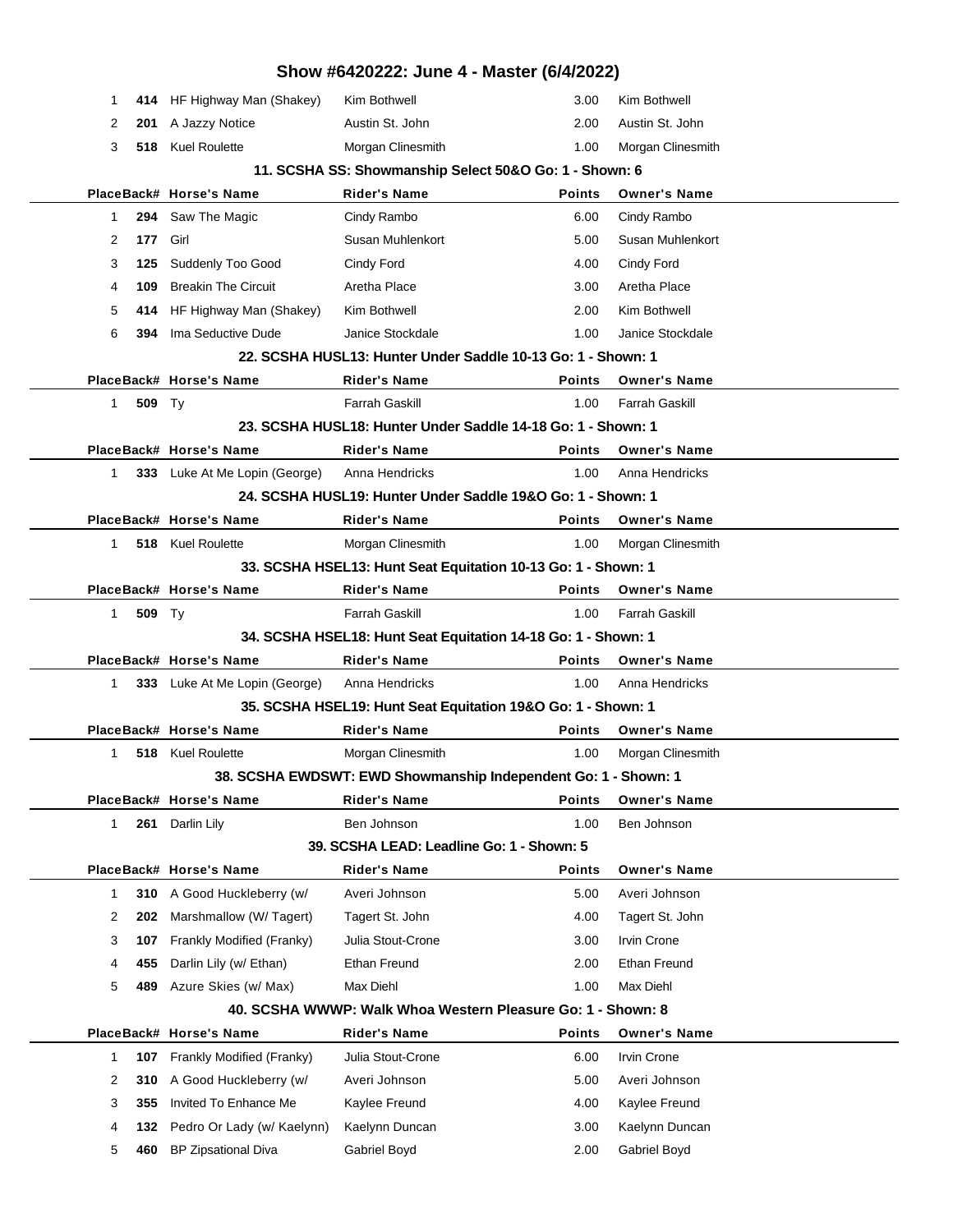# Show #6420222: June 4 - Master (6/4/2022)

| Place | Back# | Horse's Name | Rider's Name | Points | Owner's Name |
|---|---|---|---|---|---|
| 1 | **414** | HF Highway Man (Shakey) | Kim Bothwell | 3.00 | Kim Bothwell |
| 2 | **201** | A Jazzy Notice | Austin St. John | 2.00 | Austin St. John |
| 3 | **518** | Kuel Roulette | Morgan Clinesmith | 1.00 | Morgan Clinesmith |

### 11. SCSHA SS: Showmanship Select 50&O Go: 1 - Shown: 6

| Place | Back# | Horse's Name | Rider's Name | Points | Owner's Name |
|---|---|---|---|---|---|
| 1 | **294** | Saw The Magic | Cindy Rambo | 6.00 | Cindy Rambo |
| 2 | **177** | Girl | Susan Muhlenkort | 5.00 | Susan Muhlenkort |
| 3 | **125** | Suddenly Too Good | Cindy Ford | 4.00 | Cindy Ford |
| 4 | **109** | Breakin The Circuit | Aretha Place | 3.00 | Aretha Place |
| 5 | **414** | HF Highway Man (Shakey) | Kim Bothwell | 2.00 | Kim Bothwell |
| 6 | **394** | Ima Seductive Dude | Janice Stockdale | 1.00 | Janice Stockdale |

### 22. SCSHA HUSL13: Hunter Under Saddle 10-13 Go: 1 - Shown: 1

| Place | Back# | Horse's Name | Rider's Name | Points | Owner's Name |
|---|---|---|---|---|---|
| 1 | **509** | Ty | Farrah Gaskill | 1.00 | Farrah Gaskill |

### 23. SCSHA HUSL18: Hunter Under Saddle 14-18 Go: 1 - Shown: 1

| Place | Back# | Horse's Name | Rider's Name | Points | Owner's Name |
|---|---|---|---|---|---|
| 1 | **333** | Luke At Me Lopin (George) | Anna Hendricks | 1.00 | Anna Hendricks |

### 24. SCSHA HUSL19: Hunter Under Saddle 19&O Go: 1 - Shown: 1

| Place | Back# | Horse's Name | Rider's Name | Points | Owner's Name |
|---|---|---|---|---|---|
| 1 | **518** | Kuel Roulette | Morgan Clinesmith | 1.00 | Morgan Clinesmith |

### 33. SCSHA HSEL13: Hunt Seat Equitation 10-13 Go: 1 - Shown: 1

| Place | Back# | Horse's Name | Rider's Name | Points | Owner's Name |
|---|---|---|---|---|---|
| 1 | **509** | Ty | Farrah Gaskill | 1.00 | Farrah Gaskill |

### 34. SCSHA HSEL18: Hunt Seat Equitation 14-18 Go: 1 - Shown: 1

| Place | Back# | Horse's Name | Rider's Name | Points | Owner's Name |
|---|---|---|---|---|---|
| 1 | **333** | Luke At Me Lopin (George) | Anna Hendricks | 1.00 | Anna Hendricks |

### 35. SCSHA HSEL19: Hunt Seat Equitation 19&O Go: 1 - Shown: 1

| Place | Back# | Horse's Name | Rider's Name | Points | Owner's Name |
|---|---|---|---|---|---|
| 1 | **518** | Kuel Roulette | Morgan Clinesmith | 1.00 | Morgan Clinesmith |

### 38. SCSHA EWDSWT: EWD Showmanship Independent Go: 1 - Shown: 1

| Place | Back# | Horse's Name | Rider's Name | Points | Owner's Name |
|---|---|---|---|---|---|
| 1 | **261** | Darlin Lily | Ben Johnson | 1.00 | Ben Johnson |

### 39. SCSHA LEAD: Leadline Go: 1 - Shown: 5

| Place | Back# | Horse's Name | Rider's Name | Points | Owner's Name |
|---|---|---|---|---|---|
| 1 | **310** | A Good Huckleberry (w/ | Averi Johnson | 5.00 | Averi Johnson |
| 2 | **202** | Marshmallow (W/ Tagert) | Tagert St. John | 4.00 | Tagert St. John |
| 3 | **107** | Frankly Modified (Franky) | Julia Stout-Crone | 3.00 | Irvin Crone |
| 4 | **455** | Darlin Lily (w/ Ethan) | Ethan Freund | 2.00 | Ethan Freund |
| 5 | **489** | Azure Skies (w/ Max) | Max Diehl | 1.00 | Max Diehl |

### 40. SCSHA WWWP: Walk Whoa Western Pleasure Go: 1 - Shown: 8

| Place | Back# | Horse's Name | Rider's Name | Points | Owner's Name |
|---|---|---|---|---|---|
| 1 | **107** | Frankly Modified (Franky) | Julia Stout-Crone | 6.00 | Irvin Crone |
| 2 | **310** | A Good Huckleberry (w/ | Averi Johnson | 5.00 | Averi Johnson |
| 3 | **355** | Invited To Enhance Me | Kaylee Freund | 4.00 | Kaylee Freund |
| 4 | **132** | Pedro Or Lady (w/ Kaelynn) | Kaelynn Duncan | 3.00 | Kaelynn Duncan |
| 5 | **460** | BP Zipsational Diva | Gabriel Boyd | 2.00 | Gabriel Boyd |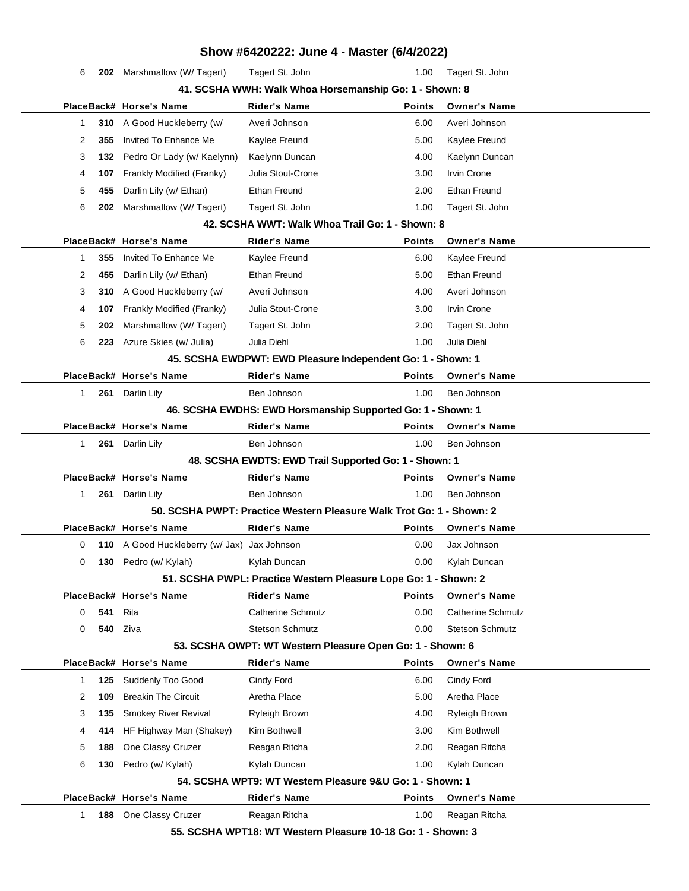# Show #6420222: June 4 - Master (6/4/2022)

| Place | Back# | Horse's Name | Rider's Name | Points | Owner's Name |
|---|---|---|---|---|---|
| 6 | 202 | Marshmallow (W/ Tagert) | Tagert St. John | 1.00 | Tagert St. John |

### 41. SCSHA WWH: Walk Whoa Horsemanship Go: 1 - Shown: 8

| Place | Back# | Horse's Name | Rider's Name | Points | Owner's Name |
|---|---|---|---|---|---|
| 1 | 310 | A Good Huckleberry (w/ | Averi Johnson | 6.00 | Averi Johnson |
| 2 | 355 | Invited To Enhance Me | Kaylee Freund | 5.00 | Kaylee Freund |
| 3 | 132 | Pedro Or Lady (w/ Kaelynn) | Kaelynn Duncan | 4.00 | Kaelynn Duncan |
| 4 | 107 | Frankly Modified (Franky) | Julia Stout-Crone | 3.00 | Irvin Crone |
| 5 | 455 | Darlin Lily (w/ Ethan) | Ethan Freund | 2.00 | Ethan Freund |
| 6 | 202 | Marshmallow (W/ Tagert) | Tagert St. John | 1.00 | Tagert St. John |

### 42. SCSHA WWT: Walk Whoa Trail Go: 1 - Shown: 8

| Place | Back# | Horse's Name | Rider's Name | Points | Owner's Name |
|---|---|---|---|---|---|
| 1 | 355 | Invited To Enhance Me | Kaylee Freund | 6.00 | Kaylee Freund |
| 2 | 455 | Darlin Lily (w/ Ethan) | Ethan Freund | 5.00 | Ethan Freund |
| 3 | 310 | A Good Huckleberry (w/ | Averi Johnson | 4.00 | Averi Johnson |
| 4 | 107 | Frankly Modified (Franky) | Julia Stout-Crone | 3.00 | Irvin Crone |
| 5 | 202 | Marshmallow (W/ Tagert) | Tagert St. John | 2.00 | Tagert St. John |
| 6 | 223 | Azure Skies (w/ Julia) | Julia Diehl | 1.00 | Julia Diehl |

### 45. SCSHA EWDPWT: EWD Pleasure Independent Go: 1 - Shown: 1

| Place | Back# | Horse's Name | Rider's Name | Points | Owner's Name |
|---|---|---|---|---|---|
| 1 | 261 | Darlin Lily | Ben Johnson | 1.00 | Ben Johnson |

### 46. SCSHA EWDHS: EWD Horsmanship Supported Go: 1 - Shown: 1

| Place | Back# | Horse's Name | Rider's Name | Points | Owner's Name |
|---|---|---|---|---|---|
| 1 | 261 | Darlin Lily | Ben Johnson | 1.00 | Ben Johnson |

### 48. SCSHA EWDTS: EWD Trail Supported Go: 1 - Shown: 1

| Place | Back# | Horse's Name | Rider's Name | Points | Owner's Name |
|---|---|---|---|---|---|
| 1 | 261 | Darlin Lily | Ben Johnson | 1.00 | Ben Johnson |

### 50. SCSHA PWPT: Practice Western Pleasure Walk Trot Go: 1 - Shown: 2

| Place | Back# | Horse's Name | Rider's Name | Points | Owner's Name |
|---|---|---|---|---|---|
| 0 | 110 | A Good Huckleberry (w/ Jax) | Jax Johnson | 0.00 | Jax Johnson |
| 0 | 130 | Pedro (w/ Kylah) | Kylah Duncan | 0.00 | Kylah Duncan |

### 51. SCSHA PWPL: Practice Western Pleasure Lope Go: 1 - Shown: 2

| Place | Back# | Horse's Name | Rider's Name | Points | Owner's Name |
|---|---|---|---|---|---|
| 0 | 541 | Rita | Catherine Schmutz | 0.00 | Catherine Schmutz |
| 0 | 540 | Ziva | Stetson Schmutz | 0.00 | Stetson Schmutz |

### 53. SCSHA OWPT: WT Western Pleasure Open Go: 1 - Shown: 6

| Place | Back# | Horse's Name | Rider's Name | Points | Owner's Name |
|---|---|---|---|---|---|
| 1 | 125 | Suddenly Too Good | Cindy Ford | 6.00 | Cindy Ford |
| 2 | 109 | Breakin The Circuit | Aretha Place | 5.00 | Aretha Place |
| 3 | 135 | Smokey River Revival | Ryleigh Brown | 4.00 | Ryleigh Brown |
| 4 | 414 | HF Highway Man (Shakey) | Kim Bothwell | 3.00 | Kim Bothwell |
| 5 | 188 | One Classy Cruzer | Reagan Ritcha | 2.00 | Reagan Ritcha |
| 6 | 130 | Pedro (w/ Kylah) | Kylah Duncan | 1.00 | Kylah Duncan |

### 54. SCSHA WPT9: WT Western Pleasure 9&U Go: 1 - Shown: 1

| Place | Back# | Horse's Name | Rider's Name | Points | Owner's Name |
|---|---|---|---|---|---|
| 1 | 188 | One Classy Cruzer | Reagan Ritcha | 1.00 | Reagan Ritcha |

### 55. SCSHA WPT18: WT Western Pleasure 10-18 Go: 1 - Shown: 3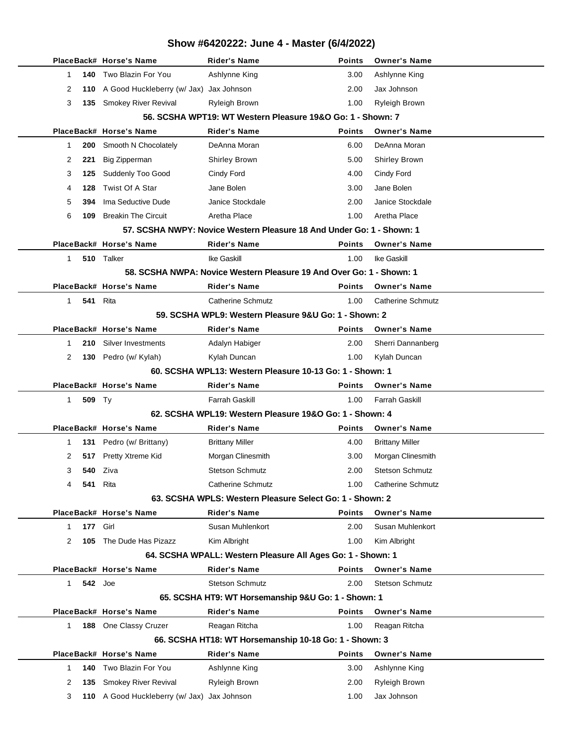# Show #6420222: June 4 - Master (6/4/2022)

| Place | Back# | Horse's Name | Rider's Name | Points | Owner's Name |
|---|---|---|---|---|---|
| 1 | 140 | Two Blazin For You | Ashlynne King | 3.00 | Ashlynne King |
| 2 | 110 | A Good Huckleberry (w/ Jax) | Jax Johnson | 2.00 | Jax Johnson |
| 3 | 135 | Smokey River Revival | Ryleigh Brown | 1.00 | Ryleigh Brown |

### 56. SCSHA WPT19: WT Western Pleasure 19&O Go: 1 - Shown: 7

| Place | Back# | Horse's Name | Rider's Name | Points | Owner's Name |
|---|---|---|---|---|---|
| 1 | 200 | Smooth N Chocolately | DeAnna Moran | 6.00 | DeAnna Moran |
| 2 | 221 | Big Zipperman | Shirley Brown | 5.00 | Shirley Brown |
| 3 | 125 | Suddenly Too Good | Cindy Ford | 4.00 | Cindy Ford |
| 4 | 128 | Twist Of A Star | Jane Bolen | 3.00 | Jane Bolen |
| 5 | 394 | Ima Seductive Dude | Janice Stockdale | 2.00 | Janice Stockdale |
| 6 | 109 | Breakin The Circuit | Aretha Place | 1.00 | Aretha Place |

### 57. SCSHA NWPY: Novice Western Pleasure 18 And Under Go: 1 - Shown: 1

| Place | Back# | Horse's Name | Rider's Name | Points | Owner's Name |
|---|---|---|---|---|---|
| 1 | 510 | Talker | Ike Gaskill | 1.00 | Ike Gaskill |

### 58. SCSHA NWPA: Novice Western Pleasure 19 And Over Go: 1 - Shown: 1

| Place | Back# | Horse's Name | Rider's Name | Points | Owner's Name |
|---|---|---|---|---|---|
| 1 | 541 | Rita | Catherine Schmutz | 1.00 | Catherine Schmutz |

### 59. SCSHA WPL9: Western Pleasure 9&U Go: 1 - Shown: 2

| Place | Back# | Horse's Name | Rider's Name | Points | Owner's Name |
|---|---|---|---|---|---|
| 1 | 210 | Silver Investments | Adalyn Habiger | 2.00 | Sherri Dannanberg |
| 2 | 130 | Pedro (w/ Kylah) | Kylah Duncan | 1.00 | Kylah Duncan |

### 60. SCSHA WPL13: Western Pleasure 10-13 Go: 1 - Shown: 1

| Place | Back# | Horse's Name | Rider's Name | Points | Owner's Name |
|---|---|---|---|---|---|
| 1 | 509 | Ty | Farrah Gaskill | 1.00 | Farrah Gaskill |

### 62. SCSHA WPL19: Western Pleasure 19&O Go: 1 - Shown: 4

| Place | Back# | Horse's Name | Rider's Name | Points | Owner's Name |
|---|---|---|---|---|---|
| 1 | 131 | Pedro (w/ Brittany) | Brittany Miller | 4.00 | Brittany Miller |
| 2 | 517 | Pretty Xtreme Kid | Morgan Clinesmith | 3.00 | Morgan Clinesmith |
| 3 | 540 | Ziva | Stetson Schmutz | 2.00 | Stetson Schmutz |
| 4 | 541 | Rita | Catherine Schmutz | 1.00 | Catherine Schmutz |

### 63. SCSHA WPLS: Western Pleasure Select Go: 1 - Shown: 2

| Place | Back# | Horse's Name | Rider's Name | Points | Owner's Name |
|---|---|---|---|---|---|
| 1 | 177 | Girl | Susan Muhlenkort | 2.00 | Susan Muhlenkort |
| 2 | 105 | The Dude Has Pizazz | Kim Albright | 1.00 | Kim Albright |

### 64. SCSHA WPALL: Western Pleasure All Ages Go: 1 - Shown: 1

| Place | Back# | Horse's Name | Rider's Name | Points | Owner's Name |
|---|---|---|---|---|---|
| 1 | 542 | Joe | Stetson Schmutz | 2.00 | Stetson Schmutz |

### 65. SCSHA HT9: WT Horsemanship 9&U Go: 1 - Shown: 1

| Place | Back# | Horse's Name | Rider's Name | Points | Owner's Name |
|---|---|---|---|---|---|
| 1 | 188 | One Classy Cruzer | Reagan Ritcha | 1.00 | Reagan Ritcha |

### 66. SCSHA HT18: WT Horsemanship 10-18 Go: 1 - Shown: 3

| Place | Back# | Horse's Name | Rider's Name | Points | Owner's Name |
|---|---|---|---|---|---|
| 1 | 140 | Two Blazin For You | Ashlynne King | 3.00 | Ashlynne King |
| 2 | 135 | Smokey River Revival | Ryleigh Brown | 2.00 | Ryleigh Brown |
| 3 | 110 | A Good Huckleberry (w/ Jax) | Jax Johnson | 1.00 | Jax Johnson |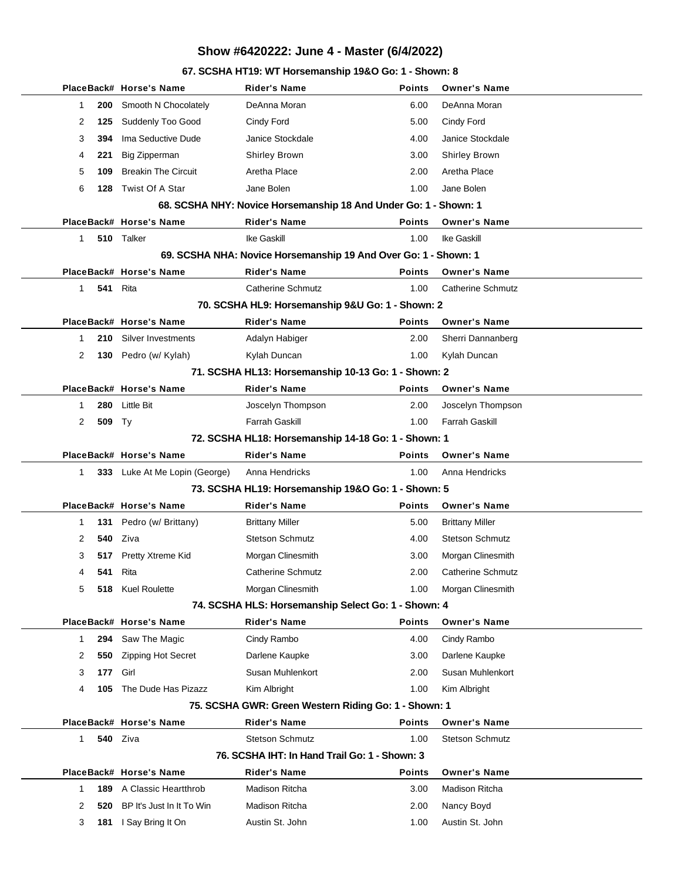# Show #6420222: June 4 - Master (6/4/2022)

### 67. SCSHA HT19: WT Horsemanship 19&O Go: 1 - Shown: 8

| Place | Back# | Horse's Name | Rider's Name | Points | Owner's Name |
|---|---|---|---|---|---|
| 1 | **200** | Smooth N Chocolately | DeAnna Moran | 6.00 | DeAnna Moran |
| 2 | **125** | Suddenly Too Good | Cindy Ford | 5.00 | Cindy Ford |
| 3 | **394** | Ima Seductive Dude | Janice Stockdale | 4.00 | Janice Stockdale |
| 4 | **221** | Big Zipperman | Shirley Brown | 3.00 | Shirley Brown |
| 5 | **109** | Breakin The Circuit | Aretha Place | 2.00 | Aretha Place |
| 6 | **128** | Twist Of A Star | Jane Bolen | 1.00 | Jane Bolen |

### 68. SCSHA NHY: Novice Horsemanship 18 And Under Go: 1 - Shown: 1

| Place | Back# | Horse's Name | Rider's Name | Points | Owner's Name |
|---|---|---|---|---|---|
| 1 | **510** | Talker | Ike Gaskill | 1.00 | Ike Gaskill |

### 69. SCSHA NHA: Novice Horsemanship 19 And Over Go: 1 - Shown: 1

| Place | Back# | Horse's Name | Rider's Name | Points | Owner's Name |
|---|---|---|---|---|---|
| 1 | **541** | Rita | Catherine Schmutz | 1.00 | Catherine Schmutz |

### 70. SCSHA HL9: Horsemanship 9&U Go: 1 - Shown: 2

| Place | Back# | Horse's Name | Rider's Name | Points | Owner's Name |
|---|---|---|---|---|---|
| 1 | **210** | Silver Investments | Adalyn Habiger | 2.00 | Sherri Dannanberg |
| 2 | **130** | Pedro (w/ Kylah) | Kylah Duncan | 1.00 | Kylah Duncan |

### 71. SCSHA HL13: Horsemanship 10-13 Go: 1 - Shown: 2

| Place | Back# | Horse's Name | Rider's Name | Points | Owner's Name |
|---|---|---|---|---|---|
| 1 | **280** | Little Bit | Joscelyn Thompson | 2.00 | Joscelyn Thompson |
| 2 | **509** | Ty | Farrah Gaskill | 1.00 | Farrah Gaskill |

### 72. SCSHA HL18: Horsemanship 14-18 Go: 1 - Shown: 1

| Place | Back# | Horse's Name | Rider's Name | Points | Owner's Name |
|---|---|---|---|---|---|
| 1 | **333** | Luke At Me Lopin (George) | Anna Hendricks | 1.00 | Anna Hendricks |

### 73. SCSHA HL19: Horsemanship 19&O Go: 1 - Shown: 5

| Place | Back# | Horse's Name | Rider's Name | Points | Owner's Name |
|---|---|---|---|---|---|
| 1 | **131** | Pedro (w/ Brittany) | Brittany Miller | 5.00 | Brittany Miller |
| 2 | **540** | Ziva | Stetson Schmutz | 4.00 | Stetson Schmutz |
| 3 | **517** | Pretty Xtreme Kid | Morgan Clinesmith | 3.00 | Morgan Clinesmith |
| 4 | **541** | Rita | Catherine Schmutz | 2.00 | Catherine Schmutz |
| 5 | **518** | Kuel Roulette | Morgan Clinesmith | 1.00 | Morgan Clinesmith |

### 74. SCSHA HLS: Horsemanship Select Go: 1 - Shown: 4

| Place | Back# | Horse's Name | Rider's Name | Points | Owner's Name |
|---|---|---|---|---|---|
| 1 | **294** | Saw The Magic | Cindy Rambo | 4.00 | Cindy Rambo |
| 2 | **550** | Zipping Hot Secret | Darlene Kaupke | 3.00 | Darlene Kaupke |
| 3 | **177** | Girl | Susan Muhlenkort | 2.00 | Susan Muhlenkort |
| 4 | **105** | The Dude Has Pizazz | Kim Albright | 1.00 | Kim Albright |

### 75. SCSHA GWR: Green Western Riding Go: 1 - Shown: 1

| Place | Back# | Horse's Name | Rider's Name | Points | Owner's Name |
|---|---|---|---|---|---|
| 1 | **540** | Ziva | Stetson Schmutz | 1.00 | Stetson Schmutz |

### 76. SCSHA IHT: In Hand Trail Go: 1 - Shown: 3

| Place | Back# | Horse's Name | Rider's Name | Points | Owner's Name |
|---|---|---|---|---|---|
| 1 | **189** | A Classic Heartthrob | Madison Ritcha | 3.00 | Madison Ritcha |
| 2 | **520** | BP It's Just In It To Win | Madison Ritcha | 2.00 | Nancy Boyd |
| 3 | **181** | I Say Bring It On | Austin St. John | 1.00 | Austin St. John |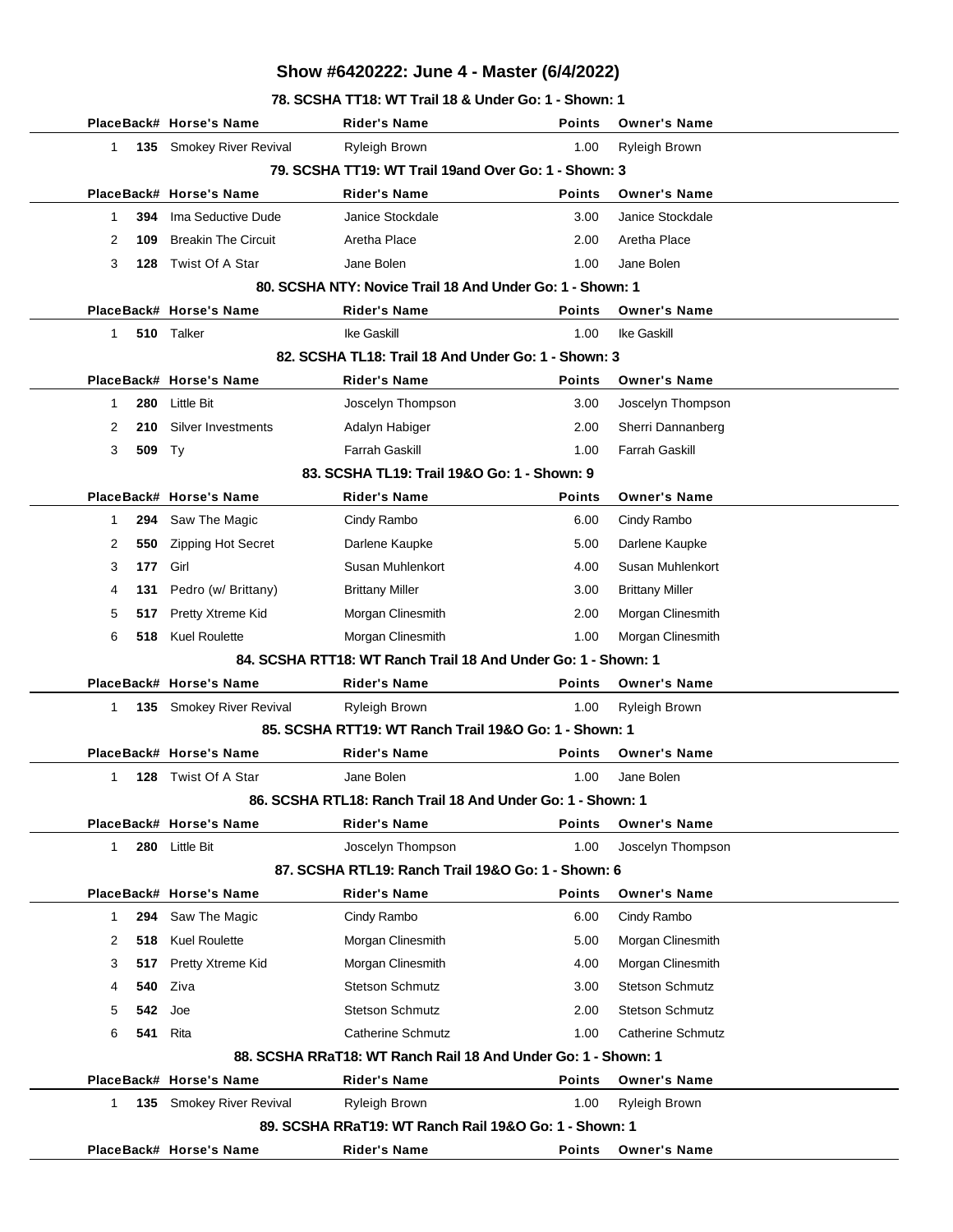# Show #6420222: June 4 - Master (6/4/2022)

### 78. SCSHA TT18: WT Trail 18 & Under Go: 1 - Shown: 1

| Place | Back# | Horse's Name | Rider's Name | Points | Owner's Name |
|---|---|---|---|---|---|
| 1 | **135** | Smokey River Revival | Ryleigh Brown | 1.00 | Ryleigh Brown |

### 79. SCSHA TT19: WT Trail 19and Over Go: 1 - Shown: 3

| Place | Back# | Horse's Name | Rider's Name | Points | Owner's Name |
|---|---|---|---|---|---|
| 1 | **394** | Ima Seductive Dude | Janice Stockdale | 3.00 | Janice Stockdale |
| 2 | **109** | Breakin The Circuit | Aretha Place | 2.00 | Aretha Place |
| 3 | **128** | Twist Of A Star | Jane Bolen | 1.00 | Jane Bolen |

### 80. SCSHA NTY: Novice Trail 18 And Under Go: 1 - Shown: 1

| Place | Back# | Horse's Name | Rider's Name | Points | Owner's Name |
|---|---|---|---|---|---|
| 1 | **510** | Talker | Ike Gaskill | 1.00 | Ike Gaskill |

### 82. SCSHA TL18: Trail 18 And Under Go: 1 - Shown: 3

| Place | Back# | Horse's Name | Rider's Name | Points | Owner's Name |
|---|---|---|---|---|---|
| 1 | **280** | Little Bit | Joscelyn Thompson | 3.00 | Joscelyn Thompson |
| 2 | **210** | Silver Investments | Adalyn Habiger | 2.00 | Sherri Dannanberg |
| 3 | **509** | Ty | Farrah Gaskill | 1.00 | Farrah Gaskill |

### 83. SCSHA TL19: Trail 19&O Go: 1 - Shown: 9

| Place | Back# | Horse's Name | Rider's Name | Points | Owner's Name |
|---|---|---|---|---|---|
| 1 | **294** | Saw The Magic | Cindy Rambo | 6.00 | Cindy Rambo |
| 2 | **550** | Zipping Hot Secret | Darlene Kaupke | 5.00 | Darlene Kaupke |
| 3 | **177** | Girl | Susan Muhlenkort | 4.00 | Susan Muhlenkort |
| 4 | **131** | Pedro (w/ Brittany) | Brittany Miller | 3.00 | Brittany Miller |
| 5 | **517** | Pretty Xtreme Kid | Morgan Clinesmith | 2.00 | Morgan Clinesmith |
| 6 | **518** | Kuel Roulette | Morgan Clinesmith | 1.00 | Morgan Clinesmith |

### 84. SCSHA RTT18: WT Ranch Trail 18 And Under Go: 1 - Shown: 1

| Place | Back# | Horse's Name | Rider's Name | Points | Owner's Name |
|---|---|---|---|---|---|
| 1 | **135** | Smokey River Revival | Ryleigh Brown | 1.00 | Ryleigh Brown |

### 85. SCSHA RTT19: WT Ranch Trail 19&O Go: 1 - Shown: 1

| Place | Back# | Horse's Name | Rider's Name | Points | Owner's Name |
|---|---|---|---|---|---|
| 1 | **128** | Twist Of A Star | Jane Bolen | 1.00 | Jane Bolen |

### 86. SCSHA RTL18: Ranch Trail 18 And Under Go: 1 - Shown: 1

| Place | Back# | Horse's Name | Rider's Name | Points | Owner's Name |
|---|---|---|---|---|---|
| 1 | **280** | Little Bit | Joscelyn Thompson | 1.00 | Joscelyn Thompson |

### 87. SCSHA RTL19: Ranch Trail 19&O Go: 1 - Shown: 6

| Place | Back# | Horse's Name | Rider's Name | Points | Owner's Name |
|---|---|---|---|---|---|
| 1 | **294** | Saw The Magic | Cindy Rambo | 6.00 | Cindy Rambo |
| 2 | **518** | Kuel Roulette | Morgan Clinesmith | 5.00 | Morgan Clinesmith |
| 3 | **517** | Pretty Xtreme Kid | Morgan Clinesmith | 4.00 | Morgan Clinesmith |
| 4 | **540** | Ziva | Stetson Schmutz | 3.00 | Stetson Schmutz |
| 5 | **542** | Joe | Stetson Schmutz | 2.00 | Stetson Schmutz |
| 6 | **541** | Rita | Catherine Schmutz | 1.00 | Catherine Schmutz |

### 88. SCSHA RRaT18: WT Ranch Rail 18 And Under Go: 1 - Shown: 1

| Place | Back# | Horse's Name | Rider's Name | Points | Owner's Name |
|---|---|---|---|---|---|
| 1 | **135** | Smokey River Revival | Ryleigh Brown | 1.00 | Ryleigh Brown |

### 89. SCSHA RRaT19: WT Ranch Rail 19&O Go: 1 - Shown: 1

| Place | Back# | Horse's Name | Rider's Name | Points | Owner's Name |
|---|---|---|---|---|---|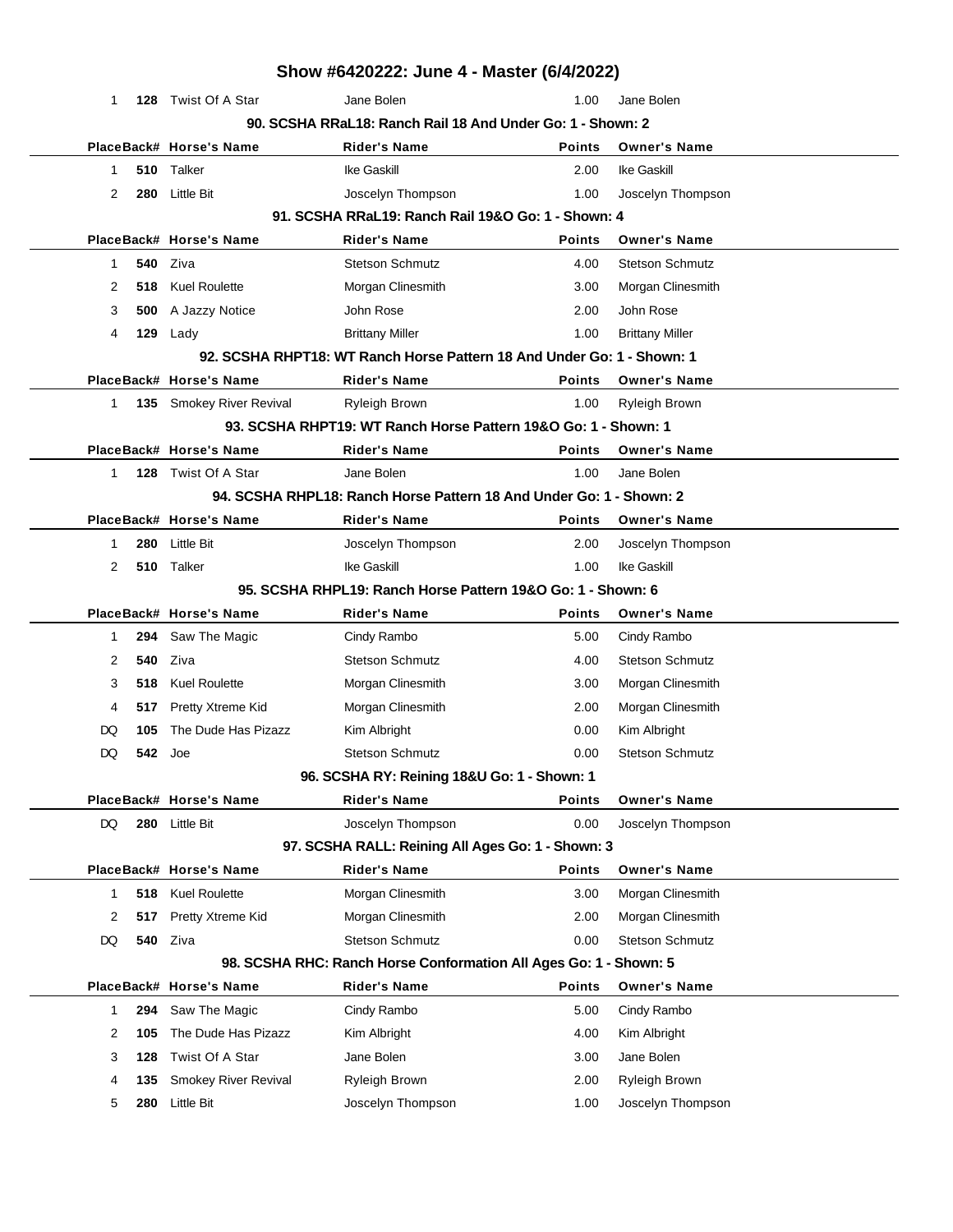# Show #6420222: June 4 - Master (6/4/2022)

| | | | | | |
|---|---|---|---|---|---|
| 1 | 128 | Twist Of A Star | Jane Bolen | 1.00 | Jane Bolen |

### 90. SCSHA RRaL18: Ranch Rail 18 And Under Go: 1 - Shown: 2

| Place | Back# | Horse's Name | Rider's Name | Points | Owner's Name |
|---|---|---|---|---|---|
| 1 | 510 | Talker | Ike Gaskill | 2.00 | Ike Gaskill |
| 2 | 280 | Little Bit | Joscelyn Thompson | 1.00 | Joscelyn Thompson |

### 91. SCSHA RRaL19: Ranch Rail 19&O Go: 1 - Shown: 4

| Place | Back# | Horse's Name | Rider's Name | Points | Owner's Name |
|---|---|---|---|---|---|
| 1 | 540 | Ziva | Stetson Schmutz | 4.00 | Stetson Schmutz |
| 2 | 518 | Kuel Roulette | Morgan Clinesmith | 3.00 | Morgan Clinesmith |
| 3 | 500 | A Jazzy Notice | John Rose | 2.00 | John Rose |
| 4 | 129 | Lady | Brittany Miller | 1.00 | Brittany Miller |

### 92. SCSHA RHPT18: WT Ranch Horse Pattern 18 And Under Go: 1 - Shown: 1

| Place | Back# | Horse's Name | Rider's Name | Points | Owner's Name |
|---|---|---|---|---|---|
| 1 | 135 | Smokey River Revival | Ryleigh Brown | 1.00 | Ryleigh Brown |

### 93. SCSHA RHPT19: WT Ranch Horse Pattern 19&O Go: 1 - Shown: 1

| Place | Back# | Horse's Name | Rider's Name | Points | Owner's Name |
|---|---|---|---|---|---|
| 1 | 128 | Twist Of A Star | Jane Bolen | 1.00 | Jane Bolen |

### 94. SCSHA RHPL18: Ranch Horse Pattern 18 And Under Go: 1 - Shown: 2

| Place | Back# | Horse's Name | Rider's Name | Points | Owner's Name |
|---|---|---|---|---|---|
| 1 | 280 | Little Bit | Joscelyn Thompson | 2.00 | Joscelyn Thompson |
| 2 | 510 | Talker | Ike Gaskill | 1.00 | Ike Gaskill |

### 95. SCSHA RHPL19: Ranch Horse Pattern 19&O Go: 1 - Shown: 6

| Place | Back# | Horse's Name | Rider's Name | Points | Owner's Name |
|---|---|---|---|---|---|
| 1 | 294 | Saw The Magic | Cindy Rambo | 5.00 | Cindy Rambo |
| 2 | 540 | Ziva | Stetson Schmutz | 4.00 | Stetson Schmutz |
| 3 | 518 | Kuel Roulette | Morgan Clinesmith | 3.00 | Morgan Clinesmith |
| 4 | 517 | Pretty Xtreme Kid | Morgan Clinesmith | 2.00 | Morgan Clinesmith |
| DQ | 105 | The Dude Has Pizazz | Kim Albright | 0.00 | Kim Albright |
| DQ | 542 | Joe | Stetson Schmutz | 0.00 | Stetson Schmutz |

### 96. SCSHA RY: Reining 18&U Go: 1 - Shown: 1

| Place | Back# | Horse's Name | Rider's Name | Points | Owner's Name |
|---|---|---|---|---|---|
| DQ | 280 | Little Bit | Joscelyn Thompson | 0.00 | Joscelyn Thompson |

### 97. SCSHA RALL: Reining All Ages Go: 1 - Shown: 3

| Place | Back# | Horse's Name | Rider's Name | Points | Owner's Name |
|---|---|---|---|---|---|
| 1 | 518 | Kuel Roulette | Morgan Clinesmith | 3.00 | Morgan Clinesmith |
| 2 | 517 | Pretty Xtreme Kid | Morgan Clinesmith | 2.00 | Morgan Clinesmith |
| DQ | 540 | Ziva | Stetson Schmutz | 0.00 | Stetson Schmutz |

### 98. SCSHA RHC: Ranch Horse Conformation All Ages Go: 1 - Shown: 5

| Place | Back# | Horse's Name | Rider's Name | Points | Owner's Name |
|---|---|---|---|---|---|
| 1 | 294 | Saw The Magic | Cindy Rambo | 5.00 | Cindy Rambo |
| 2 | 105 | The Dude Has Pizazz | Kim Albright | 4.00 | Kim Albright |
| 3 | 128 | Twist Of A Star | Jane Bolen | 3.00 | Jane Bolen |
| 4 | 135 | Smokey River Revival | Ryleigh Brown | 2.00 | Ryleigh Brown |
| 5 | 280 | Little Bit | Joscelyn Thompson | 1.00 | Joscelyn Thompson |